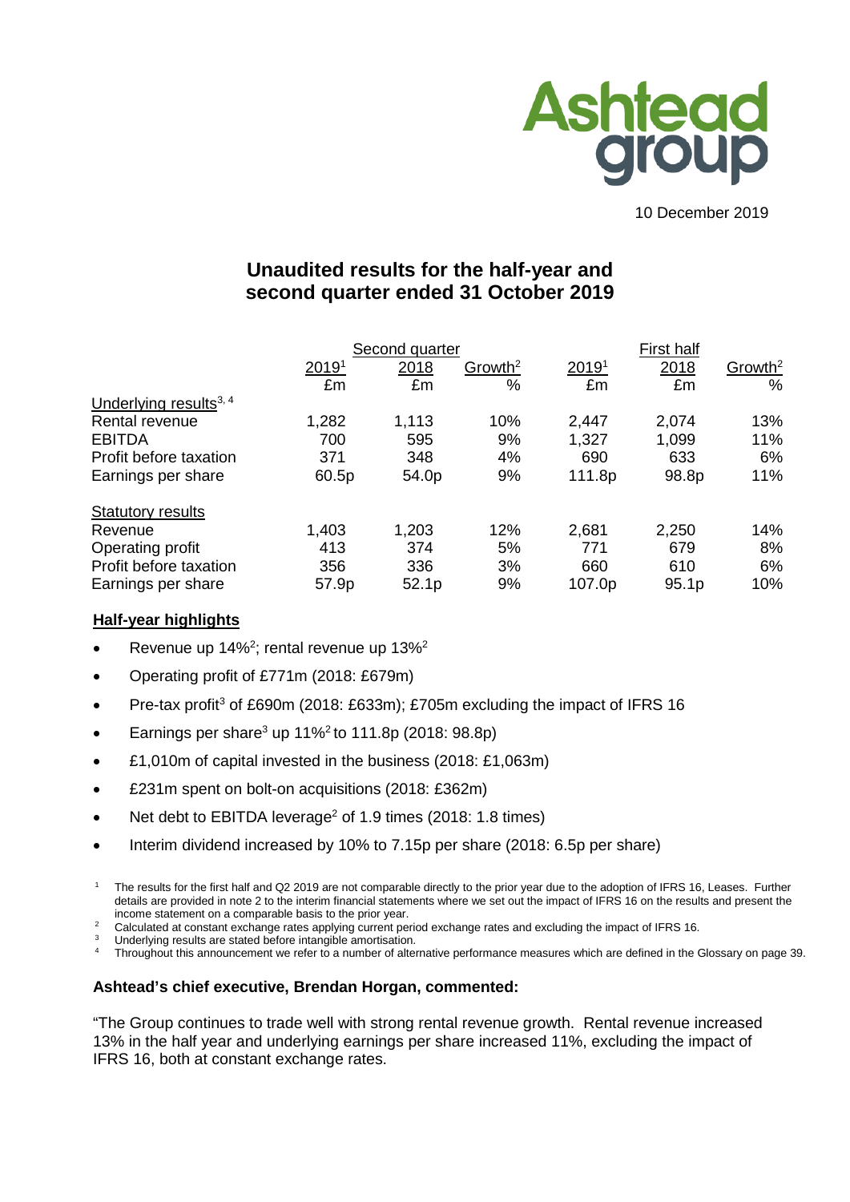Ashtead group

10 December 2019

# Unaudited results for the half-year and second quarter ended 31 October 2019

| | Second quarter | | | First half | | |
|---|---|---|---|---|---|---|
| | 2019[1] | 2018 | Growth[2] | 2019[1] | 2018 | Growth[2] |
| | £m | £m | % | £m | £m | % |
| Underlying results[3, 4] | | | | | | |
| Rental revenue | 1,282 | 1,113 | 10% | 2,447 | 2,074 | 13% |
| EBITDA | 700 | 595 | 9% | 1,327 | 1,099 | 11% |
| Profit before taxation | 371 | 348 | 4% | 690 | 633 | 6% |
| Earnings per share | 60.5p | 54.0p | 9% | 111.8p | 98.8p | 11% |
| Statutory results | | | | | | |
| Revenue | 1,403 | 1,203 | 12% | 2,681 | 2,250 | 14% |
| Operating profit | 413 | 374 | 5% | 771 | 679 | 8% |
| Profit before taxation | 356 | 336 | 3% | 660 | 610 | 6% |
| Earnings per share | 57.9p | 52.1p | 9% | 107.0p | 95.1p | 10% |

**Half-year highlights**

- Revenue up 14%[2]; rental revenue up 13%[2]
- Operating profit of £771m (2018: £679m)
- Pre-tax profit[3] of £690m (2018: £633m); £705m excluding the impact of IFRS 16
- Earnings per share[3] up 11%[2] to 111.8p (2018: 98.8p)
- £1,010m of capital invested in the business (2018: £1,063m)
- £231m spent on bolt-on acquisitions (2018: £362m)
- Net debt to EBITDA leverage[2] of 1.9 times (2018: 1.8 times)
- Interim dividend increased by 10% to 7.15p per share (2018: 6.5p per share)

[1] The results for the first half and Q2 2019 are not comparable directly to the prior year due to the adoption of IFRS 16, Leases. Further details are provided in note 2 to the interim financial statements where we set out the impact of IFRS 16 on the results and present the income statement on a comparable basis to the prior year.
[2] Calculated at constant exchange rates applying current period exchange rates and excluding the impact of IFRS 16.
[3] Underlying results are stated before intangible amortisation.
[4] Throughout this announcement we refer to a number of alternative performance measures which are defined in the Glossary on page 39.

**Ashtead's chief executive, Brendan Horgan, commented:**

"The Group continues to trade well with strong rental revenue growth. Rental revenue increased 13% in the half year and underlying earnings per share increased 11%, excluding the impact of IFRS 16, both at constant exchange rates.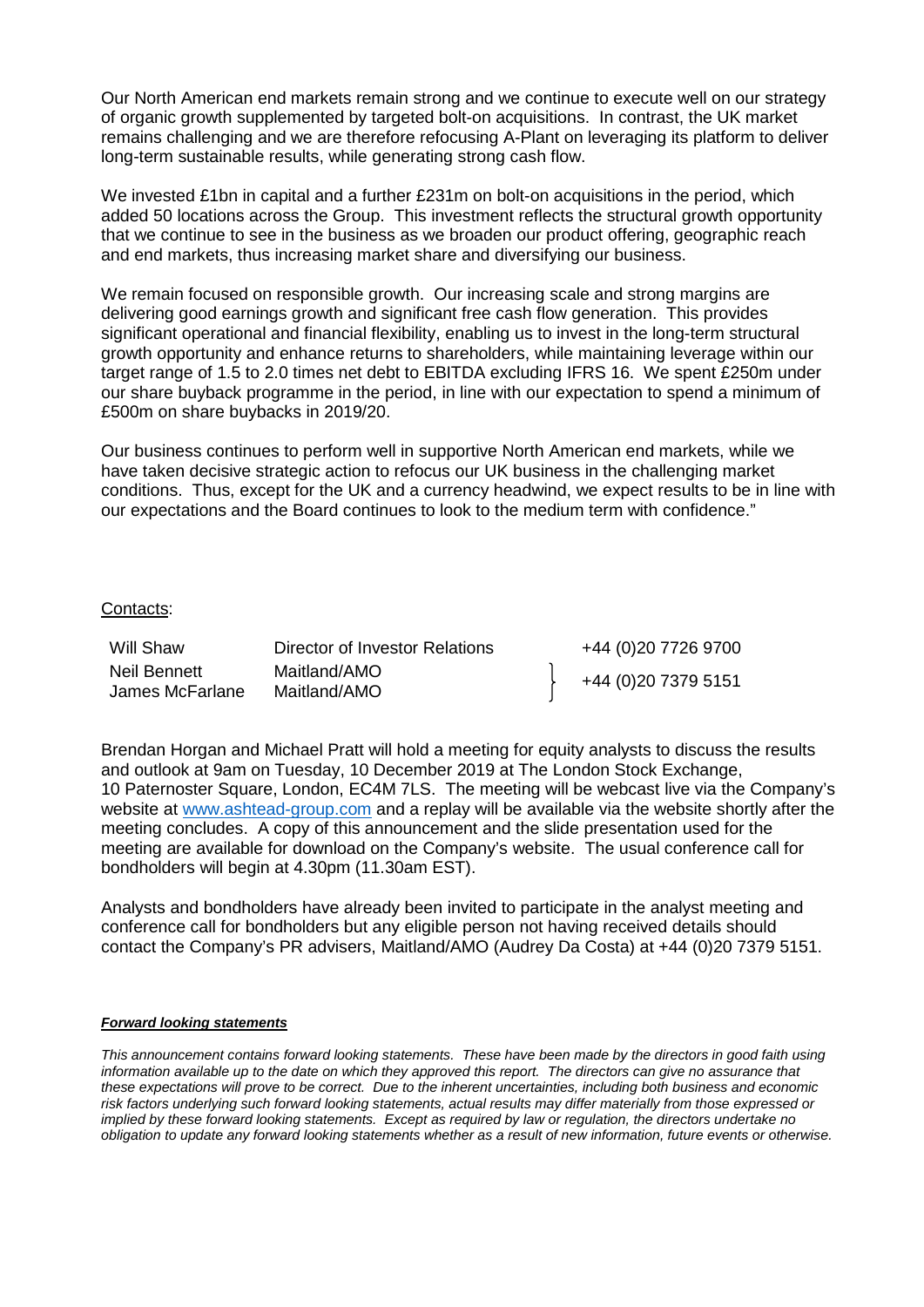Our North American end markets remain strong and we continue to execute well on our strategy of organic growth supplemented by targeted bolt-on acquisitions. In contrast, the UK market remains challenging and we are therefore refocusing A-Plant on leveraging its platform to deliver long-term sustainable results, while generating strong cash flow.

We invested £1bn in capital and a further £231m on bolt-on acquisitions in the period, which added 50 locations across the Group. This investment reflects the structural growth opportunity that we continue to see in the business as we broaden our product offering, geographic reach and end markets, thus increasing market share and diversifying our business.

We remain focused on responsible growth. Our increasing scale and strong margins are delivering good earnings growth and significant free cash flow generation. This provides significant operational and financial flexibility, enabling us to invest in the long-term structural growth opportunity and enhance returns to shareholders, while maintaining leverage within our target range of 1.5 to 2.0 times net debt to EBITDA excluding IFRS 16. We spent £250m under our share buyback programme in the period, in line with our expectation to spend a minimum of £500m on share buybacks in 2019/20.

Our business continues to perform well in supportive North American end markets, while we have taken decisive strategic action to refocus our UK business in the challenging market conditions. Thus, except for the UK and a currency headwind, we expect results to be in line with our expectations and the Board continues to look to the medium term with confidence."

Contacts:

| | | |
|---|---|---|
| Will Shaw | Director of Investor Relations | +44 (0)20 7726 9700 |
| Neil Bennett | Maitland/AMO | +44 (0)20 7379 5151 |
| James McFarlane | Maitland/AMO | |

Brendan Horgan and Michael Pratt will hold a meeting for equity analysts to discuss the results and outlook at 9am on Tuesday, 10 December 2019 at The London Stock Exchange, 10 Paternoster Square, London, EC4M 7LS. The meeting will be webcast live via the Company's website at www.ashtead-group.com and a replay will be available via the website shortly after the meeting concludes. A copy of this announcement and the slide presentation used for the meeting are available for download on the Company's website. The usual conference call for bondholders will begin at 4.30pm (11.30am EST).

Analysts and bondholders have already been invited to participate in the analyst meeting and conference call for bondholders but any eligible person not having received details should contact the Company's PR advisers, Maitland/AMO (Audrey Da Costa) at +44 (0)20 7379 5151.

***Forward looking statements***

*This announcement contains forward looking statements. These have been made by the directors in good faith using information available up to the date on which they approved this report. The directors can give no assurance that these expectations will prove to be correct. Due to the inherent uncertainties, including both business and economic risk factors underlying such forward looking statements, actual results may differ materially from those expressed or implied by these forward looking statements. Except as required by law or regulation, the directors undertake no obligation to update any forward looking statements whether as a result of new information, future events or otherwise.*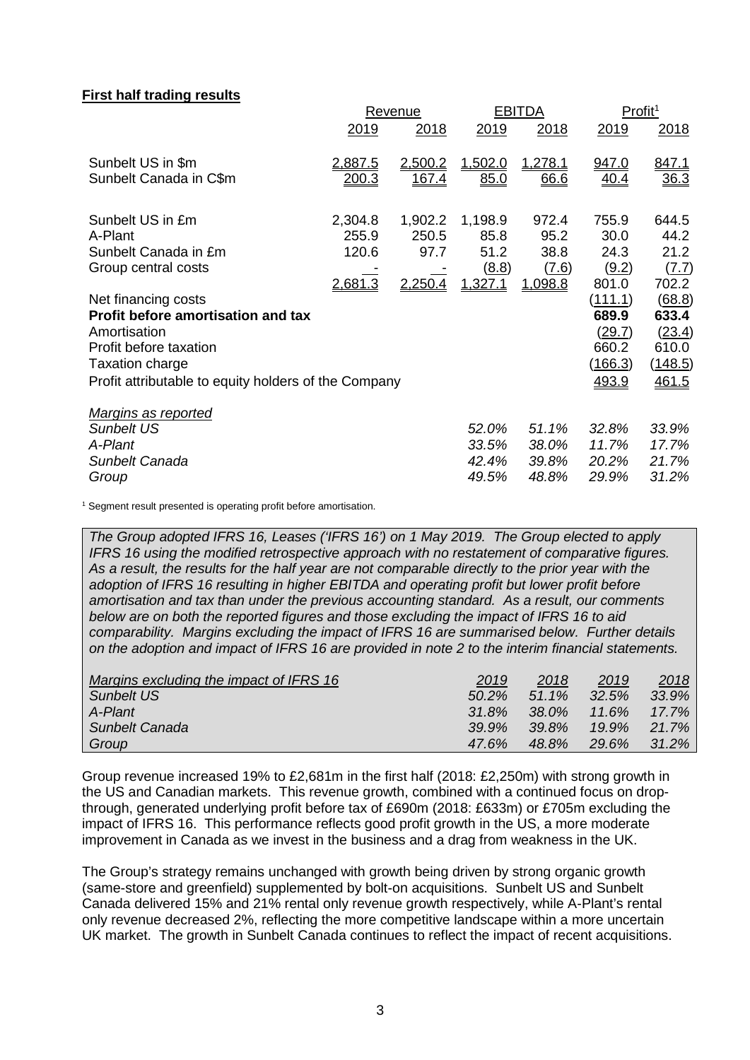**First half trading results**

| | Revenue | | EBITDA | | Profit[1] | |
|---|---|---|---|---|---|---|
| | 2019 | 2018 | 2019 | 2018 | 2019 | 2018 |
| Sunbelt US in $m | 2,887.5 | 2,500.2 | 1,502.0 | 1,278.1 | 947.0 | 847.1 |
| Sunbelt Canada in C$m | 200.3 | 167.4 | 85.0 | 66.6 | 40.4 | 36.3 |
| | | | | | | |
| Sunbelt US in £m | 2,304.8 | 1,902.2 | 1,198.9 | 972.4 | 755.9 | 644.5 |
| A-Plant | 255.9 | 250.5 | 85.8 | 95.2 | 30.0 | 44.2 |
| Sunbelt Canada in £m | 120.6 | 97.7 | 51.2 | 38.8 | 24.3 | 21.2 |
| Group central costs | - | - | (8.8) | (7.6) | (9.2) | (7.7) |
| | 2,681.3 | 2,250.4 | 1,327.1 | 1,098.8 | 801.0 | 702.2 |
| Net financing costs | | | | | (111.1) | (68.8) |
| **Profit before amortisation and tax** | | | | | **689.9** | **633.4** |
| Amortisation | | | | | (29.7) | (23.4) |
| Profit before taxation | | | | | 660.2 | 610.0 |
| Taxation charge | | | | | (166.3) | (148.5) |
| Profit attributable to equity holders of the Company | | | | | 493.9 | 461.5 |
| | | | | | | |
| *Margins as reported* | | | | | | |
| *Sunbelt US* | | | *52.0%* | *51.1%* | *32.8%* | *33.9%* |
| *A-Plant* | | | *33.5%* | *38.0%* | *11.7%* | *17.7%* |
| *Sunbelt Canada* | | | *42.4%* | *39.8%* | *20.2%* | *21.7%* |
| *Group* | | | *49.5%* | *48.8%* | *29.9%* | *31.2%* |

[1] Segment result presented is operating profit before amortisation.

*The Group adopted IFRS 16, Leases ('IFRS 16') on 1 May 2019. The Group elected to apply IFRS 16 using the modified retrospective approach with no restatement of comparative figures. As a result, the results for the half year are not comparable directly to the prior year with the adoption of IFRS 16 resulting in higher EBITDA and operating profit but lower profit before amortisation and tax than under the previous accounting standard. As a result, our comments below are on both the reported figures and those excluding the impact of IFRS 16 to aid comparability. Margins excluding the impact of IFRS 16 are summarised below. Further details on the adoption and impact of IFRS 16 are provided in note 2 to the interim financial statements.*

| *Margins excluding the impact of IFRS 16* | *2019* | *2018* | *2019* | *2018* |
|---|---|---|---|---|
| *Sunbelt US* | *50.2%* | *51.1%* | *32.5%* | *33.9%* |
| *A-Plant* | *31.8%* | *38.0%* | *11.6%* | *17.7%* |
| *Sunbelt Canada* | *39.9%* | *39.8%* | *19.9%* | *21.7%* |
| *Group* | *47.6%* | *48.8%* | *29.6%* | *31.2%* |

Group revenue increased 19% to £2,681m in the first half (2018: £2,250m) with strong growth in the US and Canadian markets. This revenue growth, combined with a continued focus on drop-through, generated underlying profit before tax of £690m (2018: £633m) or £705m excluding the impact of IFRS 16. This performance reflects good profit growth in the US, a more moderate improvement in Canada as we invest in the business and a drag from weakness in the UK.

The Group's strategy remains unchanged with growth being driven by strong organic growth (same-store and greenfield) supplemented by bolt-on acquisitions. Sunbelt US and Sunbelt Canada delivered 15% and 21% rental only revenue growth respectively, while A-Plant's rental only revenue decreased 2%, reflecting the more competitive landscape within a more uncertain UK market. The growth in Sunbelt Canada continues to reflect the impact of recent acquisitions.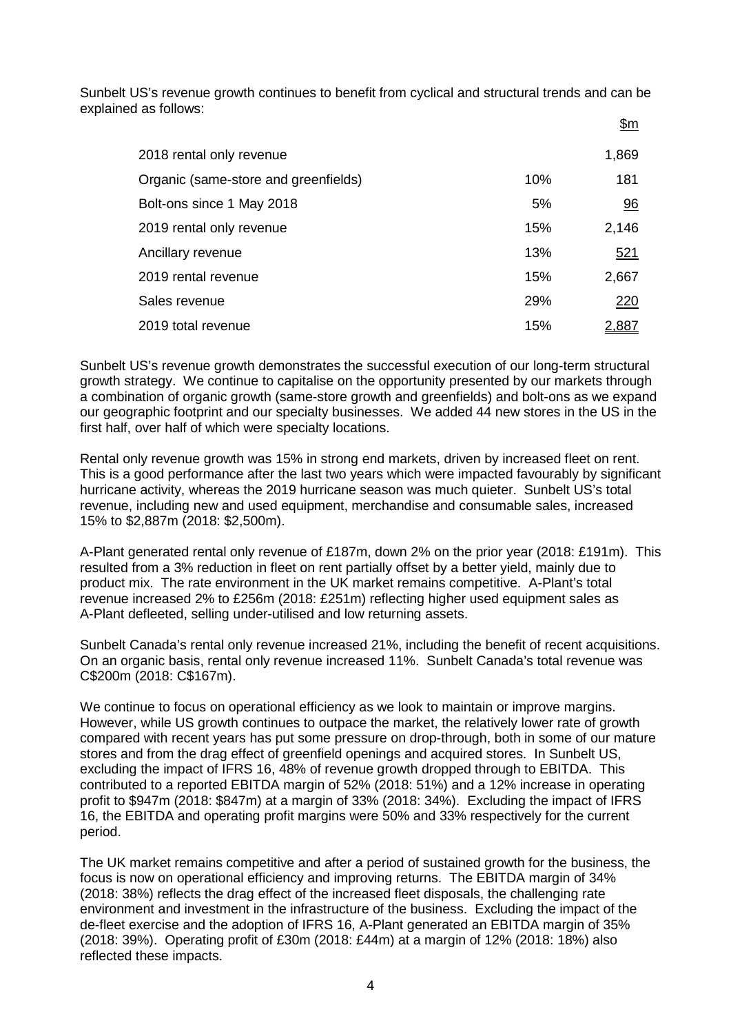Sunbelt US's revenue growth continues to benefit from cyclical and structural trends and can be explained as follows:

| | | $m |
|---|---|---|
| 2018 rental only revenue | | 1,869 |
| Organic (same-store and greenfields) | 10% | 181 |
| Bolt-ons since 1 May 2018 | 5% | 96 |
| 2019 rental only revenue | 15% | 2,146 |
| Ancillary revenue | 13% | 521 |
| 2019 rental revenue | 15% | 2,667 |
| Sales revenue | 29% | 220 |
| 2019 total revenue | 15% | 2,887 |

Sunbelt US's revenue growth demonstrates the successful execution of our long-term structural growth strategy. We continue to capitalise on the opportunity presented by our markets through a combination of organic growth (same-store growth and greenfields) and bolt-ons as we expand our geographic footprint and our specialty businesses. We added 44 new stores in the US in the first half, over half of which were specialty locations.

Rental only revenue growth was 15% in strong end markets, driven by increased fleet on rent. This is a good performance after the last two years which were impacted favourably by significant hurricane activity, whereas the 2019 hurricane season was much quieter. Sunbelt US's total revenue, including new and used equipment, merchandise and consumable sales, increased 15% to $2,887m (2018: $2,500m).

A-Plant generated rental only revenue of £187m, down 2% on the prior year (2018: £191m). This resulted from a 3% reduction in fleet on rent partially offset by a better yield, mainly due to product mix. The rate environment in the UK market remains competitive. A-Plant's total revenue increased 2% to £256m (2018: £251m) reflecting higher used equipment sales as A-Plant defleeted, selling under-utilised and low returning assets.

Sunbelt Canada's rental only revenue increased 21%, including the benefit of recent acquisitions. On an organic basis, rental only revenue increased 11%. Sunbelt Canada's total revenue was C$200m (2018: C$167m).

We continue to focus on operational efficiency as we look to maintain or improve margins. However, while US growth continues to outpace the market, the relatively lower rate of growth compared with recent years has put some pressure on drop-through, both in some of our mature stores and from the drag effect of greenfield openings and acquired stores. In Sunbelt US, excluding the impact of IFRS 16, 48% of revenue growth dropped through to EBITDA. This contributed to a reported EBITDA margin of 52% (2018: 51%) and a 12% increase in operating profit to $947m (2018: $847m) at a margin of 33% (2018: 34%). Excluding the impact of IFRS 16, the EBITDA and operating profit margins were 50% and 33% respectively for the current period.

The UK market remains competitive and after a period of sustained growth for the business, the focus is now on operational efficiency and improving returns. The EBITDA margin of 34% (2018: 38%) reflects the drag effect of the increased fleet disposals, the challenging rate environment and investment in the infrastructure of the business. Excluding the impact of the de-fleet exercise and the adoption of IFRS 16, A-Plant generated an EBITDA margin of 35% (2018: 39%). Operating profit of £30m (2018: £44m) at a margin of 12% (2018: 18%) also reflected these impacts.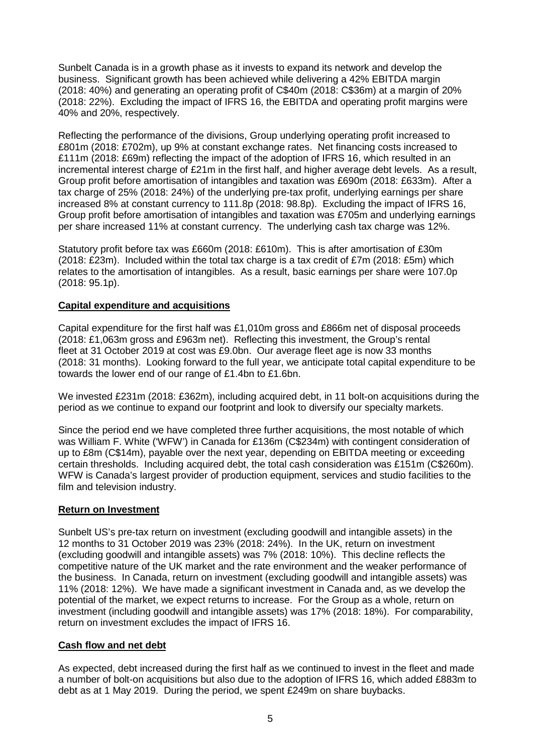Sunbelt Canada is in a growth phase as it invests to expand its network and develop the business. Significant growth has been achieved while delivering a 42% EBITDA margin (2018: 40%) and generating an operating profit of C$40m (2018: C$36m) at a margin of 20% (2018: 22%). Excluding the impact of IFRS 16, the EBITDA and operating profit margins were 40% and 20%, respectively.

Reflecting the performance of the divisions, Group underlying operating profit increased to £801m (2018: £702m), up 9% at constant exchange rates. Net financing costs increased to £111m (2018: £69m) reflecting the impact of the adoption of IFRS 16, which resulted in an incremental interest charge of £21m in the first half, and higher average debt levels. As a result, Group profit before amortisation of intangibles and taxation was £690m (2018: £633m). After a tax charge of 25% (2018: 24%) of the underlying pre-tax profit, underlying earnings per share increased 8% at constant currency to 111.8p (2018: 98.8p). Excluding the impact of IFRS 16, Group profit before amortisation of intangibles and taxation was £705m and underlying earnings per share increased 11% at constant currency. The underlying cash tax charge was 12%.

Statutory profit before tax was £660m (2018: £610m). This is after amortisation of £30m (2018: £23m). Included within the total tax charge is a tax credit of £7m (2018: £5m) which relates to the amortisation of intangibles. As a result, basic earnings per share were 107.0p (2018: 95.1p).

**Capital expenditure and acquisitions**

Capital expenditure for the first half was £1,010m gross and £866m net of disposal proceeds (2018: £1,063m gross and £963m net). Reflecting this investment, the Group's rental fleet at 31 October 2019 at cost was £9.0bn. Our average fleet age is now 33 months (2018: 31 months). Looking forward to the full year, we anticipate total capital expenditure to be towards the lower end of our range of £1.4bn to £1.6bn.

We invested £231m (2018: £362m), including acquired debt, in 11 bolt-on acquisitions during the period as we continue to expand our footprint and look to diversify our specialty markets.

Since the period end we have completed three further acquisitions, the most notable of which was William F. White ('WFW') in Canada for £136m (C$234m) with contingent consideration of up to £8m (C$14m), payable over the next year, depending on EBITDA meeting or exceeding certain thresholds. Including acquired debt, the total cash consideration was £151m (C$260m). WFW is Canada's largest provider of production equipment, services and studio facilities to the film and television industry.

**Return on Investment**

Sunbelt US's pre-tax return on investment (excluding goodwill and intangible assets) in the 12 months to 31 October 2019 was 23% (2018: 24%). In the UK, return on investment (excluding goodwill and intangible assets) was 7% (2018: 10%). This decline reflects the competitive nature of the UK market and the rate environment and the weaker performance of the business. In Canada, return on investment (excluding goodwill and intangible assets) was 11% (2018: 12%). We have made a significant investment in Canada and, as we develop the potential of the market, we expect returns to increase. For the Group as a whole, return on investment (including goodwill and intangible assets) was 17% (2018: 18%). For comparability, return on investment excludes the impact of IFRS 16.

**Cash flow and net debt**

As expected, debt increased during the first half as we continued to invest in the fleet and made a number of bolt-on acquisitions but also due to the adoption of IFRS 16, which added £883m to debt as at 1 May 2019. During the period, we spent £249m on share buybacks.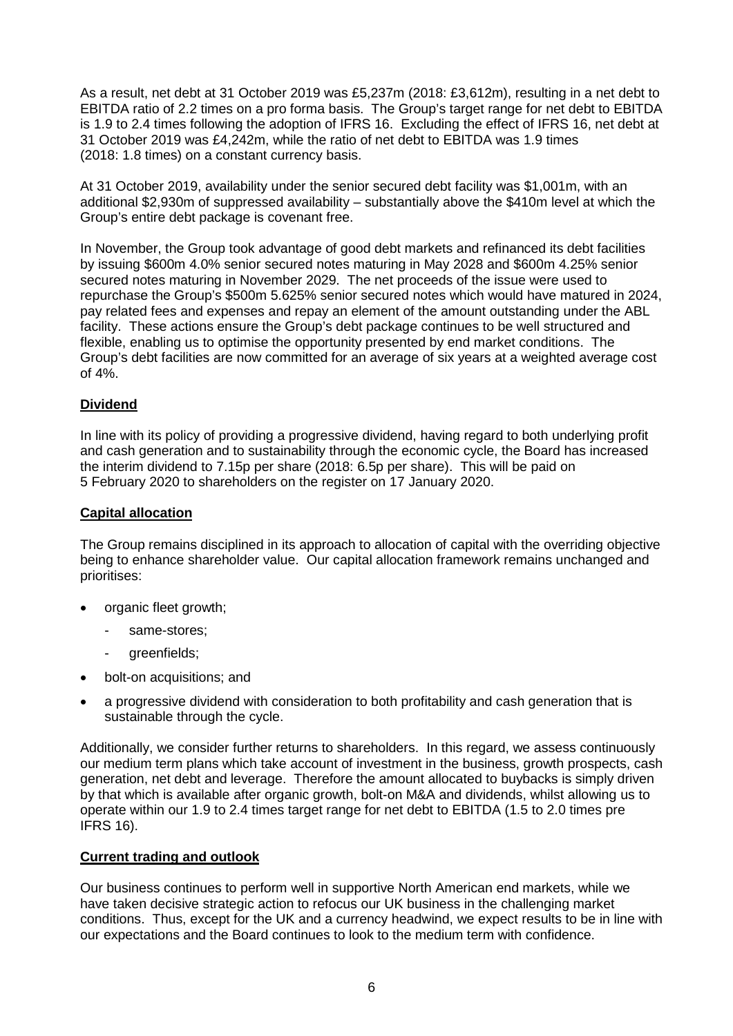As a result, net debt at 31 October 2019 was £5,237m (2018: £3,612m), resulting in a net debt to EBITDA ratio of 2.2 times on a pro forma basis. The Group's target range for net debt to EBITDA is 1.9 to 2.4 times following the adoption of IFRS 16. Excluding the effect of IFRS 16, net debt at 31 October 2019 was £4,242m, while the ratio of net debt to EBITDA was 1.9 times (2018: 1.8 times) on a constant currency basis.

At 31 October 2019, availability under the senior secured debt facility was $1,001m, with an additional $2,930m of suppressed availability – substantially above the $410m level at which the Group's entire debt package is covenant free.

In November, the Group took advantage of good debt markets and refinanced its debt facilities by issuing $600m 4.0% senior secured notes maturing in May 2028 and $600m 4.25% senior secured notes maturing in November 2029. The net proceeds of the issue were used to repurchase the Group's $500m 5.625% senior secured notes which would have matured in 2024, pay related fees and expenses and repay an element of the amount outstanding under the ABL facility. These actions ensure the Group's debt package continues to be well structured and flexible, enabling us to optimise the opportunity presented by end market conditions. The Group's debt facilities are now committed for an average of six years at a weighted average cost of 4%.

## Dividend

In line with its policy of providing a progressive dividend, having regard to both underlying profit and cash generation and to sustainability through the economic cycle, the Board has increased the interim dividend to 7.15p per share (2018: 6.5p per share). This will be paid on 5 February 2020 to shareholders on the register on 17 January 2020.

## Capital allocation

The Group remains disciplined in its approach to allocation of capital with the overriding objective being to enhance shareholder value. Our capital allocation framework remains unchanged and prioritises:

- organic fleet growth;
  - same-stores;
  - greenfields;
- bolt-on acquisitions; and
- a progressive dividend with consideration to both profitability and cash generation that is sustainable through the cycle.

Additionally, we consider further returns to shareholders. In this regard, we assess continuously our medium term plans which take account of investment in the business, growth prospects, cash generation, net debt and leverage. Therefore the amount allocated to buybacks is simply driven by that which is available after organic growth, bolt-on M&A and dividends, whilst allowing us to operate within our 1.9 to 2.4 times target range for net debt to EBITDA (1.5 to 2.0 times pre IFRS 16).

## Current trading and outlook

Our business continues to perform well in supportive North American end markets, while we have taken decisive strategic action to refocus our UK business in the challenging market conditions. Thus, except for the UK and a currency headwind, we expect results to be in line with our expectations and the Board continues to look to the medium term with confidence.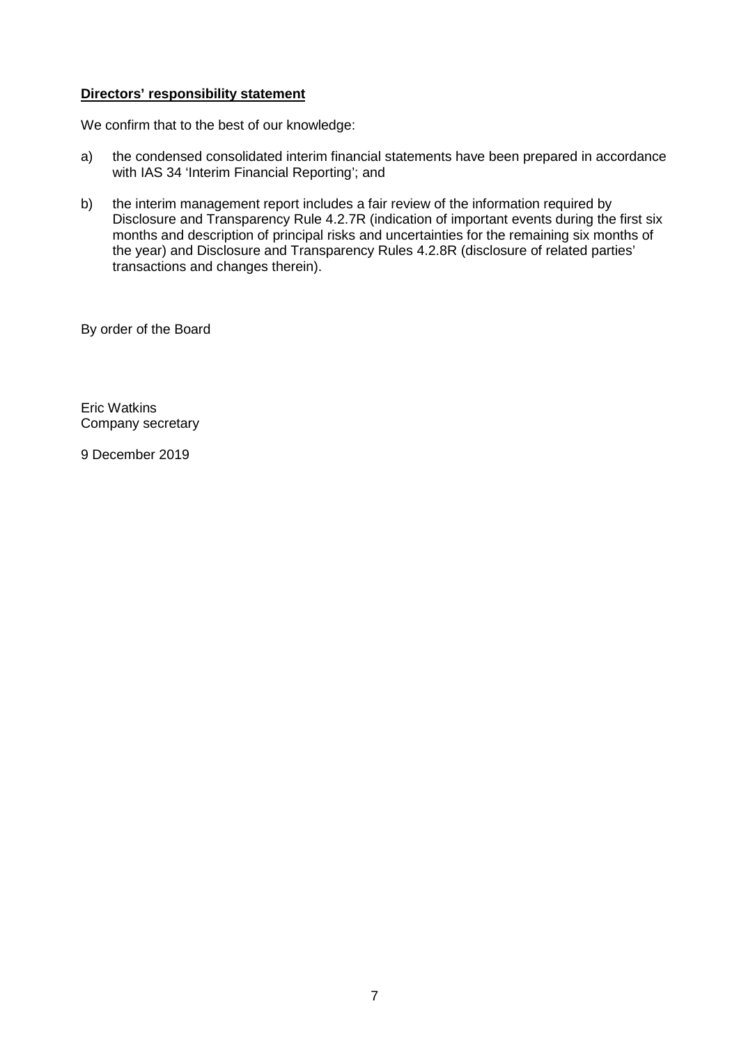**Directors' responsibility statement**

We confirm that to the best of our knowledge:

a) the condensed consolidated interim financial statements have been prepared in accordance with IAS 34 'Interim Financial Reporting'; and

b) the interim management report includes a fair review of the information required by Disclosure and Transparency Rule 4.2.7R (indication of important events during the first six months and description of principal risks and uncertainties for the remaining six months of the year) and Disclosure and Transparency Rules 4.2.8R (disclosure of related parties' transactions and changes therein).

By order of the Board

Eric Watkins
Company secretary

9 December 2019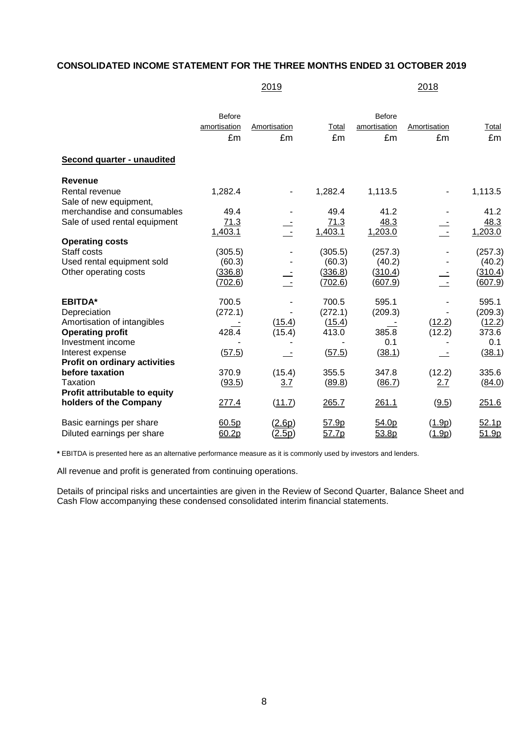## CONSOLIDATED INCOME STATEMENT FOR THE THREE MONTHS ENDED 31 OCTOBER 2019

| | 2019 | | | 2018 | | |
|---|---|---|---|---|---|---|
| | Before amortisation £m | Amortisation £m | Total £m | Before amortisation £m | Amortisation £m | Total £m |
| **Second quarter - unaudited** | | | | | | |
| **Revenue** | | | | | | |
| Rental revenue | 1,282.4 | - | 1,282.4 | 1,113.5 | - | 1,113.5 |
| Sale of new equipment, merchandise and consumables | 49.4 | - | 49.4 | 41.2 | - | 41.2 |
| Sale of used rental equipment | 71.3 | - | 71.3 | 48.3 | - | 48.3 |
| | 1,403.1 | - | 1,403.1 | 1,203.0 | - | 1,203.0 |
| **Operating costs** | | | | | | |
| Staff costs | (305.5) | - | (305.5) | (257.3) | - | (257.3) |
| Used rental equipment sold | (60.3) | - | (60.3) | (40.2) | - | (40.2) |
| Other operating costs | (336.8) | - | (336.8) | (310.4) | - | (310.4) |
| | (702.6) | - | (702.6) | (607.9) | - | (607.9) |
| **EBITDA*** | 700.5 | - | 700.5 | 595.1 | - | 595.1 |
| Depreciation | (272.1) | - | (272.1) | (209.3) | - | (209.3) |
| Amortisation of intangibles | - | (15.4) | (15.4) | - | (12.2) | (12.2) |
| **Operating profit** | 428.4 | (15.4) | 413.0 | 385.8 | (12.2) | 373.6 |
| Investment income | - | - | - | 0.1 | - | 0.1 |
| Interest expense | (57.5) | - | (57.5) | (38.1) | - | (38.1) |
| **Profit on ordinary activities before taxation** | 370.9 | (15.4) | 355.5 | 347.8 | (12.2) | 335.6 |
| Taxation | (93.5) | 3.7 | (89.8) | (86.7) | 2.7 | (84.0) |
| **Profit attributable to equity holders of the Company** | 277.4 | (11.7) | 265.7 | 261.1 | (9.5) | 251.6 |
| Basic earnings per share | 60.5p | (2.6p) | 57.9p | 54.0p | (1.9p) | 52.1p |
| Diluted earnings per share | 60.2p | (2.5p) | 57.7p | 53.8p | (1.9p) | 51.9p |

**\*** EBITDA is presented here as an alternative performance measure as it is commonly used by investors and lenders.

All revenue and profit is generated from continuing operations.

Details of principal risks and uncertainties are given in the Review of Second Quarter, Balance Sheet and Cash Flow accompanying these condensed consolidated interim financial statements.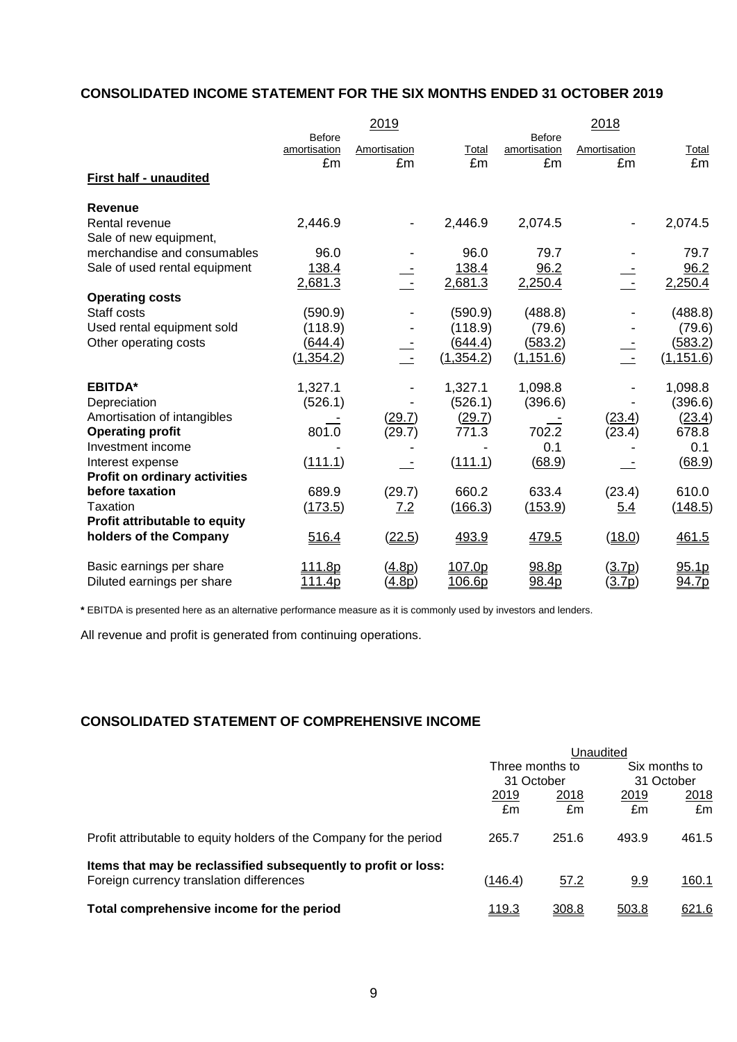## CONSOLIDATED INCOME STATEMENT FOR THE SIX MONTHS ENDED 31 OCTOBER 2019

| | 2019 | | | 2018 | | |
|---|---|---|---|---|---|---|
| | Before amortisation | Amortisation | Total | Before amortisation | Amortisation | Total |
| | £m | £m | £m | £m | £m | £m |
| **First half - unaudited** | | | | | | |
| **Revenue** | | | | | | |
| Rental revenue | 2,446.9 | - | 2,446.9 | 2,074.5 | - | 2,074.5 |
| Sale of new equipment, merchandise and consumables | 96.0 | - | 96.0 | 79.7 | - | 79.7 |
| Sale of used rental equipment | 138.4 | - | 138.4 | 96.2 | - | 96.2 |
| | 2,681.3 | - | 2,681.3 | 2,250.4 | - | 2,250.4 |
| **Operating costs** | | | | | | |
| Staff costs | (590.9) | - | (590.9) | (488.8) | - | (488.8) |
| Used rental equipment sold | (118.9) | - | (118.9) | (79.6) | - | (79.6) |
| Other operating costs | (644.4) | - | (644.4) | (583.2) | - | (583.2) |
| | (1,354.2) | - | (1,354.2) | (1,151.6) | - | (1,151.6) |
| | | | | | | |
| **EBITDA*** | 1,327.1 | - | 1,327.1 | 1,098.8 | - | 1,098.8 |
| Depreciation | (526.1) | - | (526.1) | (396.6) | - | (396.6) |
| Amortisation of intangibles | - | (29.7) | (29.7) | - | (23.4) | (23.4) |
| **Operating profit** | 801.0 | (29.7) | 771.3 | 702.2 | (23.4) | 678.8 |
| Investment income | - | - | - | 0.1 | - | 0.1 |
| Interest expense | (111.1) | - | (111.1) | (68.9) | - | (68.9) |
| **Profit on ordinary activities before taxation** | 689.9 | (29.7) | 660.2 | 633.4 | (23.4) | 610.0 |
| Taxation | (173.5) | 7.2 | (166.3) | (153.9) | 5.4 | (148.5) |
| **Profit attributable to equity holders of the Company** | 516.4 | (22.5) | 493.9 | 479.5 | (18.0) | 461.5 |
| | | | | | | |
| Basic earnings per share | 111.8p | (4.8p) | 107.0p | 98.8p | (3.7p) | 95.1p |
| Diluted earnings per share | 111.4p | (4.8p) | 106.6p | 98.4p | (3.7p) | 94.7p |

**\*** EBITDA is presented here as an alternative performance measure as it is commonly used by investors and lenders.

All revenue and profit is generated from continuing operations.

## CONSOLIDATED STATEMENT OF COMPREHENSIVE INCOME

| | Unaudited | | | |
|---|---|---|---|---|
| | Three months to 31 October | | Six months to 31 October | |
| | 2019 | 2018 | 2019 | 2018 |
| | £m | £m | £m | £m |
| Profit attributable to equity holders of the Company for the period | 265.7 | 251.6 | 493.9 | 461.5 |
| **Items that may be reclassified subsequently to profit or loss:** | | | | |
| Foreign currency translation differences | (146.4) | 57.2 | 9.9 | 160.1 |
| **Total comprehensive income for the period** | 119.3 | 308.8 | 503.8 | 621.6 |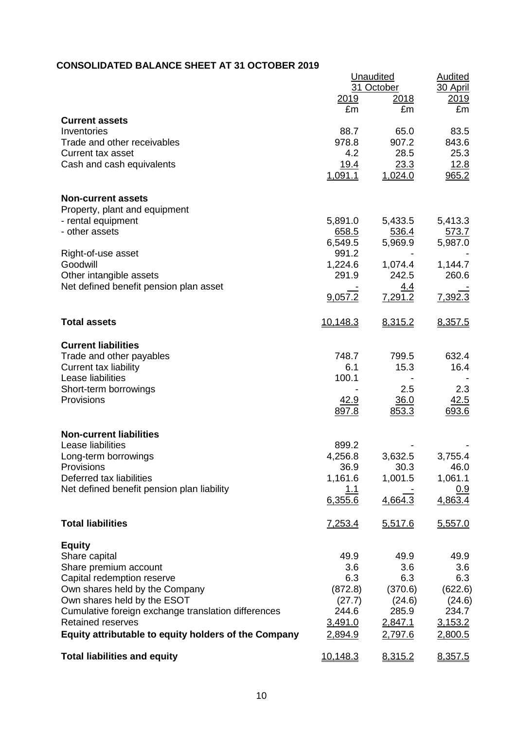## CONSOLIDATED BALANCE SHEET AT 31 OCTOBER 2019

| | Unaudited 31 October 2019 | Unaudited 31 October 2018 | Audited 30 April 2019 |
|---|---|---|---|
| | £m | £m | £m |
| **Current assets** | | | |
| Inventories | 88.7 | 65.0 | 83.5 |
| Trade and other receivables | 978.8 | 907.2 | 843.6 |
| Current tax asset | 4.2 | 28.5 | 25.3 |
| Cash and cash equivalents | 19.4 | 23.3 | 12.8 |
| | 1,091.1 | 1,024.0 | 965.2 |
| **Non-current assets** | | | |
| Property, plant and equipment | | | |
| - rental equipment | 5,891.0 | 5,433.5 | 5,413.3 |
| - other assets | 658.5 | 536.4 | 573.7 |
| | 6,549.5 | 5,969.9 | 5,987.0 |
| Right-of-use asset | 991.2 | - | - |
| Goodwill | 1,224.6 | 1,074.4 | 1,144.7 |
| Other intangible assets | 291.9 | 242.5 | 260.6 |
| Net defined benefit pension plan asset | - | 4.4 | - |
| | 9,057.2 | 7,291.2 | 7,392.3 |
| **Total assets** | 10,148.3 | 8,315.2 | 8,357.5 |
| **Current liabilities** | | | |
| Trade and other payables | 748.7 | 799.5 | 632.4 |
| Current tax liability | 6.1 | 15.3 | 16.4 |
| Lease liabilities | 100.1 | - | - |
| Short-term borrowings | - | 2.5 | 2.3 |
| Provisions | 42.9 | 36.0 | 42.5 |
| | 897.8 | 853.3 | 693.6 |
| **Non-current liabilities** | | | |
| Lease liabilities | 899.2 | - | - |
| Long-term borrowings | 4,256.8 | 3,632.5 | 3,755.4 |
| Provisions | 36.9 | 30.3 | 46.0 |
| Deferred tax liabilities | 1,161.6 | 1,001.5 | 1,061.1 |
| Net defined benefit pension plan liability | 1.1 | - | 0.9 |
| | 6,355.6 | 4,664.3 | 4,863.4 |
| **Total liabilities** | 7,253.4 | 5,517.6 | 5,557.0 |
| **Equity** | | | |
| Share capital | 49.9 | 49.9 | 49.9 |
| Share premium account | 3.6 | 3.6 | 3.6 |
| Capital redemption reserve | 6.3 | 6.3 | 6.3 |
| Own shares held by the Company | (872.8) | (370.6) | (622.6) |
| Own shares held by the ESOT | (27.7) | (24.6) | (24.6) |
| Cumulative foreign exchange translation differences | 244.6 | 285.9 | 234.7 |
| Retained reserves | 3,491.0 | 2,847.1 | 3,153.2 |
| **Equity attributable to equity holders of the Company** | 2,894.9 | 2,797.6 | 2,800.5 |
| **Total liabilities and equity** | 10,148.3 | 8,315.2 | 8,357.5 |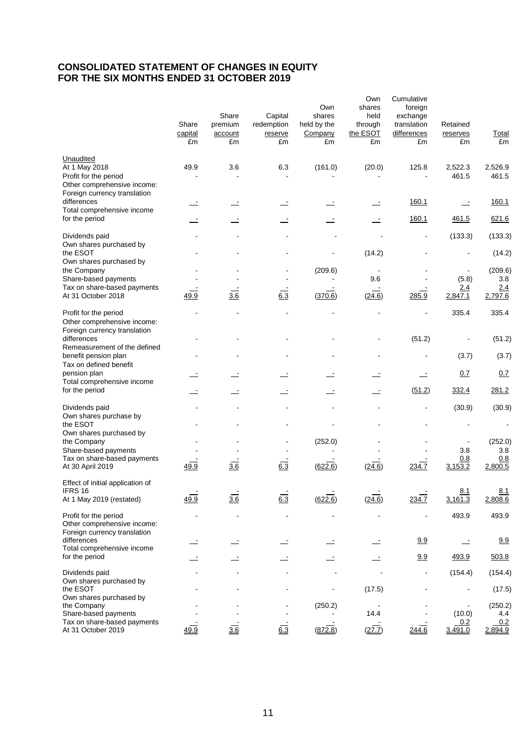# CONSOLIDATED STATEMENT OF CHANGES IN EQUITY
# FOR THE SIX MONTHS ENDED 31 OCTOBER 2019

| | Share capital £m | Share premium account £m | Capital redemption reserve £m | Own shares held by the Company £m | Own shares held through the ESOT £m | Cumulative foreign exchange translation differences £m | Retained reserves £m | Total £m |
|---|---|---|---|---|---|---|---|---|
| Unaudited | | | | | | | | |
| At 1 May 2018 | 49.9 | 3.6 | 6.3 | (161.0) | (20.0) | 125.8 | 2,522.3 | 2,526.9 |
| Profit for the period | - | - | - | - | - | - | 461.5 | 461.5 |
| Other comprehensive income: | | | | | | | | |
| Foreign currency translation differences | - | - | - | - | - | 160.1 | - | 160.1 |
| Total comprehensive income for the period | - | - | - | - | - | 160.1 | 461.5 | 621.6 |
| Dividends paid | - | - | - | - | - | - | (133.3) | (133.3) |
| Own shares purchased by the ESOT | - | - | - | - | (14.2) | - | - | (14.2) |
| Own shares purchased by the Company | - | - | - | (209.6) | - | - | - | (209.6) |
| Share-based payments | - | - | - | - | 9.6 | - | (5.8) | 3.8 |
| Tax on share-based payments | - | - | - | - | - | - | 2.4 | 2.4 |
| At 31 October 2018 | 49.9 | 3.6 | 6.3 | (370.6) | (24.6) | 285.9 | 2,847.1 | 2,797.6 |
| Profit for the period | - | - | - | - | - | - | 335.4 | 335.4 |
| Other comprehensive income: | | | | | | | | |
| Foreign currency translation differences | - | - | - | - | - | (51.2) | - | (51.2) |
| Remeasurement of the defined benefit pension plan | - | - | - | - | - | - | (3.7) | (3.7) |
| Tax on defined benefit pension plan | - | - | - | - | - | - | 0.7 | 0.7 |
| Total comprehensive income for the period | - | - | - | - | - | (51.2) | 332.4 | 281.2 |
| Dividends paid | - | - | - | - | - | - | (30.9) | (30.9) |
| Own shares purchase by the ESOT | - | - | - | - | - | - | - | - |
| Own shares purchased by the Company | - | - | - | (252.0) | - | - | - | (252.0) |
| Share-based payments | - | - | - | - | - | - | 3.8 | 3.8 |
| Tax on share-based payments | - | - | - | - | - | - | 0.8 | 0.8 |
| At 30 April 2019 | 49.9 | 3.6 | 6.3 | (622.6) | (24.6) | 234.7 | 3,153.2 | 2,800.5 |
| Effect of initial application of IFRS 16 | - | - | - | - | - | - | 8.1 | 8.1 |
| At 1 May 2019 (restated) | 49.9 | 3.6 | 6.3 | (622.6) | (24.6) | 234.7 | 3,161.3 | 2,808.6 |
| Profit for the period | - | - | - | - | - | - | 493.9 | 493.9 |
| Other comprehensive income: | | | | | | | | |
| Foreign currency translation differences | - | - | - | - | - | 9.9 | - | 9.9 |
| Total comprehensive income for the period | - | - | - | - | - | 9.9 | 493.9 | 503.8 |
| Dividends paid | - | - | - | - | - | - | (154.4) | (154.4) |
| Own shares purchased by the ESOT | - | - | - | - | (17.5) | - | - | (17.5) |
| Own shares purchased by the Company | - | - | - | (250.2) | - | - | - | (250.2) |
| Share-based payments | - | - | - | - | 14.4 | - | (10.0) | 4.4 |
| Tax on share-based payments | - | - | - | - | - | - | 0.2 | 0.2 |
| At 31 October 2019 | 49.9 | 3.6 | 6.3 | (872.8) | (27.7) | 244.6 | 3,491.0 | 2,894.9 |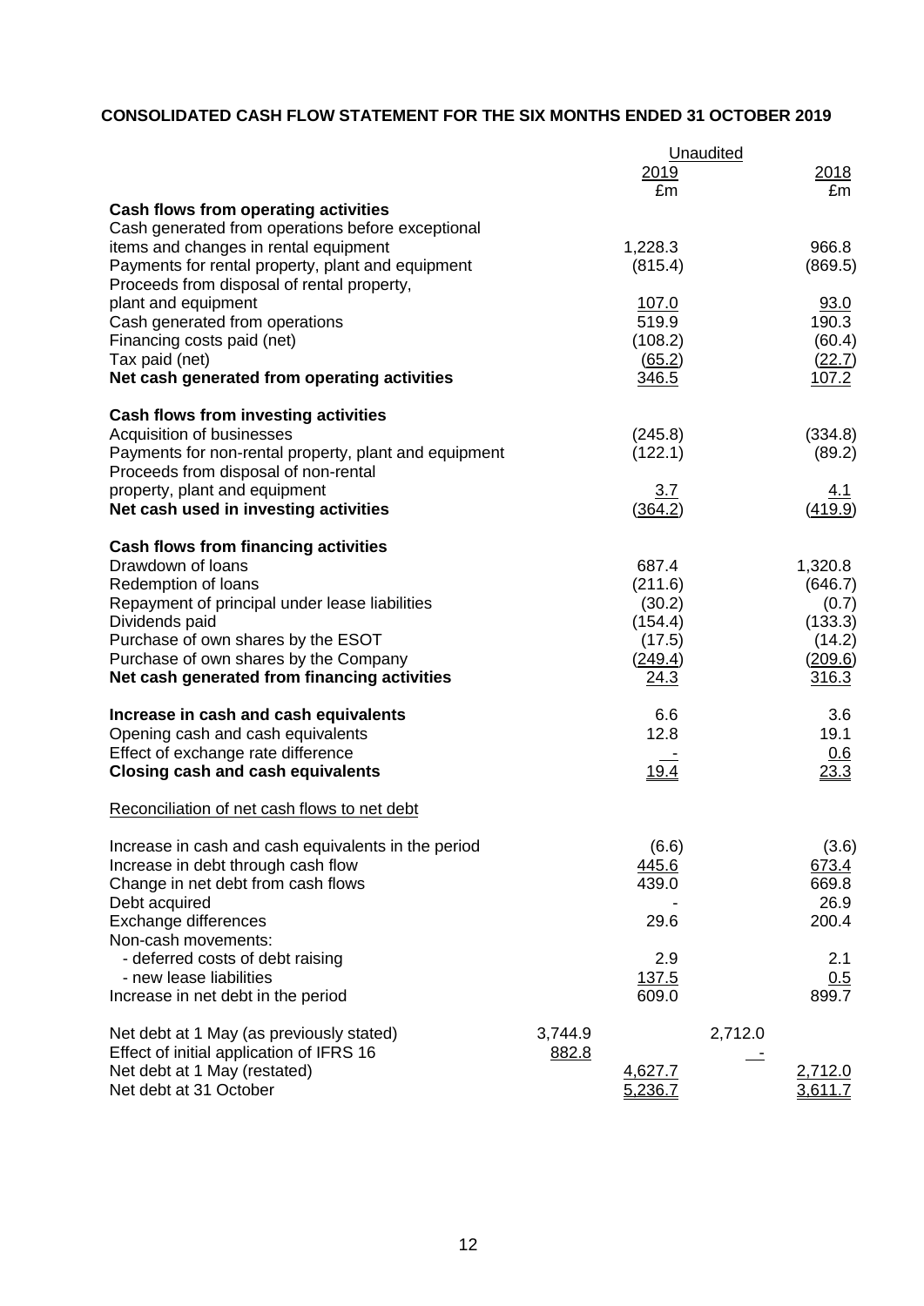**CONSOLIDATED CASH FLOW STATEMENT FOR THE SIX MONTHS ENDED 31 OCTOBER 2019**

| | | Unaudited | | |
|---|---|---|---|---|
| | | 2019 | | 2018 |
| | | £m | | £m |
| **Cash flows from operating activities** | | | | |
| Cash generated from operations before exceptional items and changes in rental equipment | | 1,228.3 | | 966.8 |
| Payments for rental property, plant and equipment | | (815.4) | | (869.5) |
| Proceeds from disposal of rental property, plant and equipment | | 107.0 | | 93.0 |
| Cash generated from operations | | 519.9 | | 190.3 |
| Financing costs paid (net) | | (108.2) | | (60.4) |
| Tax paid (net) | | (65.2) | | (22.7) |
| **Net cash generated from operating activities** | | 346.5 | | 107.2 |
| | | | | |
| **Cash flows from investing activities** | | | | |
| Acquisition of businesses | | (245.8) | | (334.8) |
| Payments for non-rental property, plant and equipment | | (122.1) | | (89.2) |
| Proceeds from disposal of non-rental property, plant and equipment | | 3.7 | | 4.1 |
| **Net cash used in investing activities** | | (364.2) | | (419.9) |
| | | | | |
| **Cash flows from financing activities** | | | | |
| Drawdown of loans | | 687.4 | | 1,320.8 |
| Redemption of loans | | (211.6) | | (646.7) |
| Repayment of principal under lease liabilities | | (30.2) | | (0.7) |
| Dividends paid | | (154.4) | | (133.3) |
| Purchase of own shares by the ESOT | | (17.5) | | (14.2) |
| Purchase of own shares by the Company | | (249.4) | | (209.6) |
| **Net cash generated from financing activities** | | 24.3 | | 316.3 |
| | | | | |
| **Increase in cash and cash equivalents** | | 6.6 | | 3.6 |
| Opening cash and cash equivalents | | 12.8 | | 19.1 |
| Effect of exchange rate difference | | - | | 0.6 |
| **Closing cash and cash equivalents** | | 19.4 | | 23.3 |
| | | | | |
| Reconciliation of net cash flows to net debt | | | | |
| | | | | |
| Increase in cash and cash equivalents in the period | | (6.6) | | (3.6) |
| Increase in debt through cash flow | | 445.6 | | 673.4 |
| Change in net debt from cash flows | | 439.0 | | 669.8 |
| Debt acquired | | - | | 26.9 |
| Exchange differences | | 29.6 | | 200.4 |
| Non-cash movements: | | | | |
| - deferred costs of debt raising | | 2.9 | | 2.1 |
| - new lease liabilities | | 137.5 | | 0.5 |
| Increase in net debt in the period | | 609.0 | | 899.7 |
| | | | | |
| Net debt at 1 May (as previously stated) | 3,744.9 | | 2,712.0 | |
| Effect of initial application of IFRS 16 | 882.8 | | - | |
| Net debt at 1 May (restated) | | 4,627.7 | | 2,712.0 |
| Net debt at 31 October | | 5,236.7 | | 3,611.7 |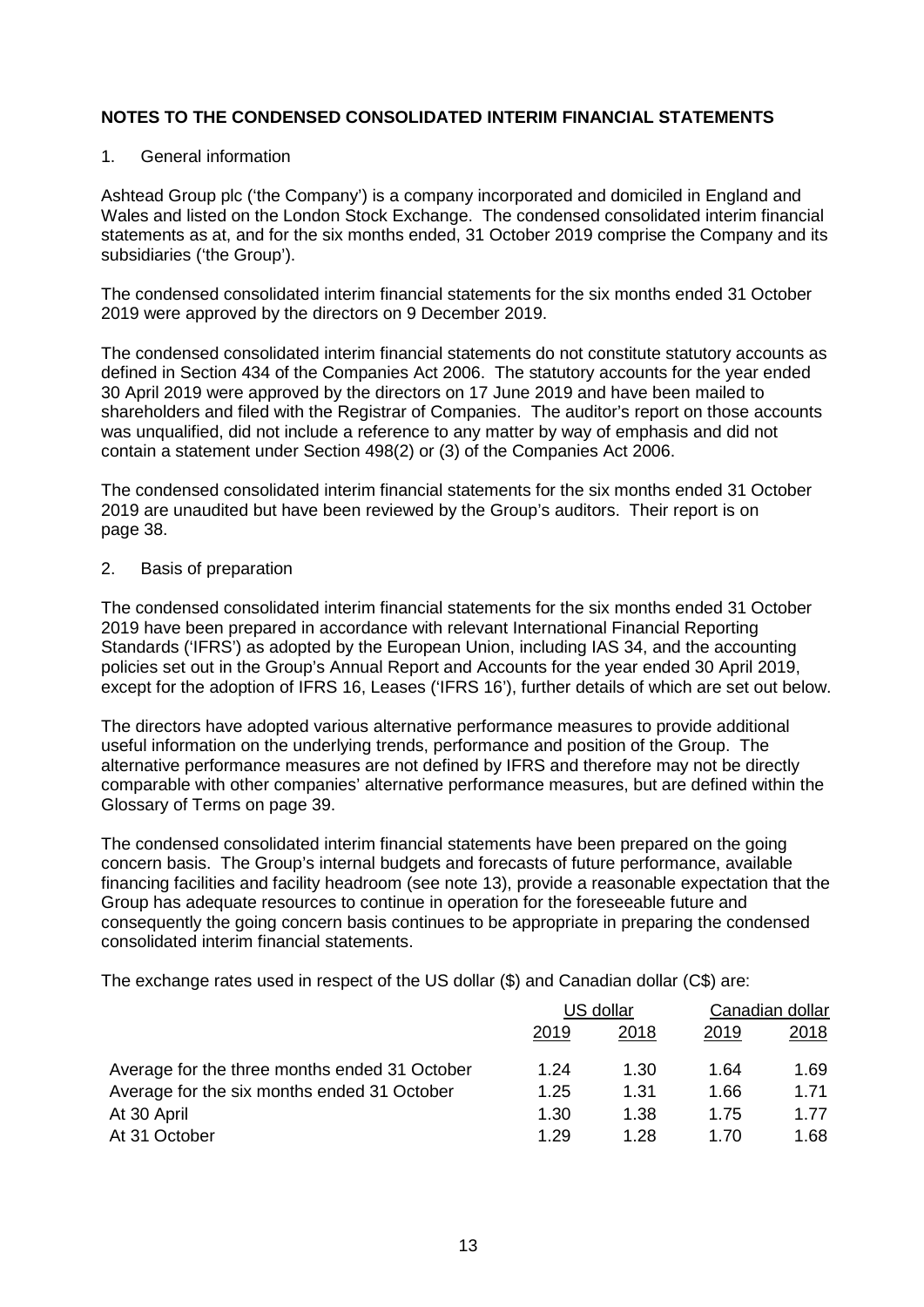# NOTES TO THE CONDENSED CONSOLIDATED INTERIM FINANCIAL STATEMENTS

1. General information

Ashtead Group plc ('the Company') is a company incorporated and domiciled in England and Wales and listed on the London Stock Exchange. The condensed consolidated interim financial statements as at, and for the six months ended, 31 October 2019 comprise the Company and its subsidiaries ('the Group').

The condensed consolidated interim financial statements for the six months ended 31 October 2019 were approved by the directors on 9 December 2019.

The condensed consolidated interim financial statements do not constitute statutory accounts as defined in Section 434 of the Companies Act 2006. The statutory accounts for the year ended 30 April 2019 were approved by the directors on 17 June 2019 and have been mailed to shareholders and filed with the Registrar of Companies. The auditor's report on those accounts was unqualified, did not include a reference to any matter by way of emphasis and did not contain a statement under Section 498(2) or (3) of the Companies Act 2006.

The condensed consolidated interim financial statements for the six months ended 31 October 2019 are unaudited but have been reviewed by the Group's auditors. Their report is on page 38.

2. Basis of preparation

The condensed consolidated interim financial statements for the six months ended 31 October 2019 have been prepared in accordance with relevant International Financial Reporting Standards ('IFRS') as adopted by the European Union, including IAS 34, and the accounting policies set out in the Group's Annual Report and Accounts for the year ended 30 April 2019, except for the adoption of IFRS 16, Leases ('IFRS 16'), further details of which are set out below.

The directors have adopted various alternative performance measures to provide additional useful information on the underlying trends, performance and position of the Group. The alternative performance measures are not defined by IFRS and therefore may not be directly comparable with other companies' alternative performance measures, but are defined within the Glossary of Terms on page 39.

The condensed consolidated interim financial statements have been prepared on the going concern basis. The Group's internal budgets and forecasts of future performance, available financing facilities and facility headroom (see note 13), provide a reasonable expectation that the Group has adequate resources to continue in operation for the foreseeable future and consequently the going concern basis continues to be appropriate in preparing the condensed consolidated interim financial statements.

The exchange rates used in respect of the US dollar ($) and Canadian dollar (C$) are:

| | US dollar | | Canadian dollar | |
|---|---|---|---|---|
| | 2019 | 2018 | 2019 | 2018 |
| Average for the three months ended 31 October | 1.24 | 1.30 | 1.64 | 1.69 |
| Average for the six months ended 31 October | 1.25 | 1.31 | 1.66 | 1.71 |
| At 30 April | 1.30 | 1.38 | 1.75 | 1.77 |
| At 31 October | 1.29 | 1.28 | 1.70 | 1.68 |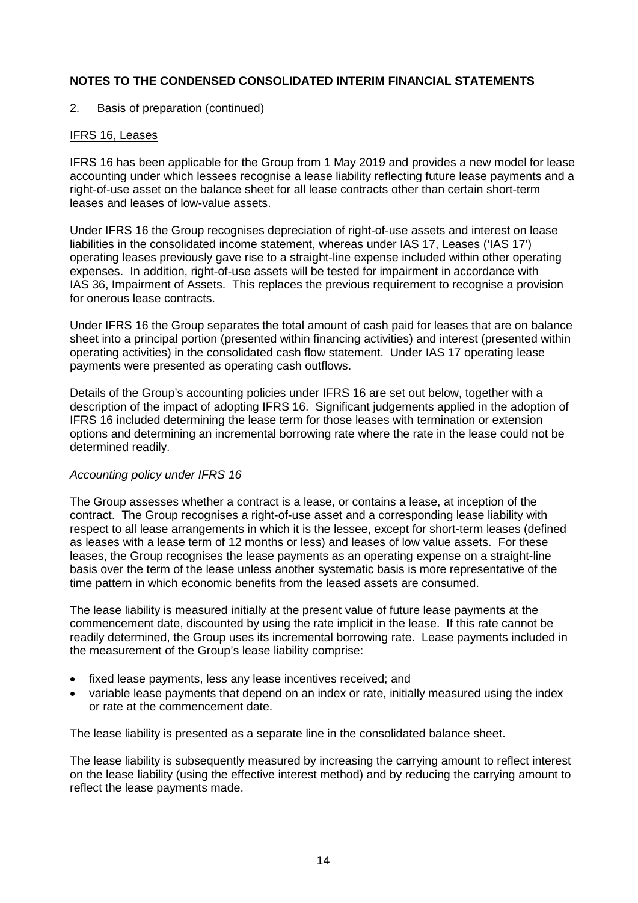## NOTES TO THE CONDENSED CONSOLIDATED INTERIM FINANCIAL STATEMENTS

2. Basis of preparation (continued)

### IFRS 16, Leases

IFRS 16 has been applicable for the Group from 1 May 2019 and provides a new model for lease accounting under which lessees recognise a lease liability reflecting future lease payments and a right-of-use asset on the balance sheet for all lease contracts other than certain short-term leases and leases of low-value assets.

Under IFRS 16 the Group recognises depreciation of right-of-use assets and interest on lease liabilities in the consolidated income statement, whereas under IAS 17, Leases ('IAS 17') operating leases previously gave rise to a straight-line expense included within other operating expenses. In addition, right-of-use assets will be tested for impairment in accordance with IAS 36, Impairment of Assets. This replaces the previous requirement to recognise a provision for onerous lease contracts.

Under IFRS 16 the Group separates the total amount of cash paid for leases that are on balance sheet into a principal portion (presented within financing activities) and interest (presented within operating activities) in the consolidated cash flow statement. Under IAS 17 operating lease payments were presented as operating cash outflows.

Details of the Group's accounting policies under IFRS 16 are set out below, together with a description of the impact of adopting IFRS 16. Significant judgements applied in the adoption of IFRS 16 included determining the lease term for those leases with termination or extension options and determining an incremental borrowing rate where the rate in the lease could not be determined readily.

*Accounting policy under IFRS 16*

The Group assesses whether a contract is a lease, or contains a lease, at inception of the contract. The Group recognises a right-of-use asset and a corresponding lease liability with respect to all lease arrangements in which it is the lessee, except for short-term leases (defined as leases with a lease term of 12 months or less) and leases of low value assets. For these leases, the Group recognises the lease payments as an operating expense on a straight-line basis over the term of the lease unless another systematic basis is more representative of the time pattern in which economic benefits from the leased assets are consumed.

The lease liability is measured initially at the present value of future lease payments at the commencement date, discounted by using the rate implicit in the lease. If this rate cannot be readily determined, the Group uses its incremental borrowing rate. Lease payments included in the measurement of the Group's lease liability comprise:

- fixed lease payments, less any lease incentives received; and
- variable lease payments that depend on an index or rate, initially measured using the index or rate at the commencement date.

The lease liability is presented as a separate line in the consolidated balance sheet.

The lease liability is subsequently measured by increasing the carrying amount to reflect interest on the lease liability (using the effective interest method) and by reducing the carrying amount to reflect the lease payments made.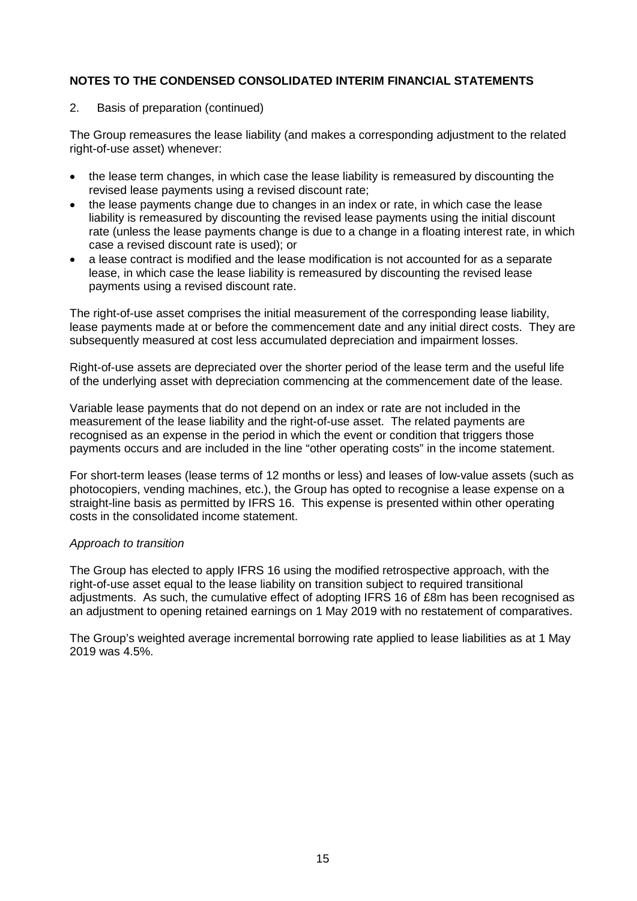## NOTES TO THE CONDENSED CONSOLIDATED INTERIM FINANCIAL STATEMENTS

2. Basis of preparation (continued)

The Group remeasures the lease liability (and makes a corresponding adjustment to the related right-of-use asset) whenever:

- the lease term changes, in which case the lease liability is remeasured by discounting the revised lease payments using a revised discount rate;
- the lease payments change due to changes in an index or rate, in which case the lease liability is remeasured by discounting the revised lease payments using the initial discount rate (unless the lease payments change is due to a change in a floating interest rate, in which case a revised discount rate is used); or
- a lease contract is modified and the lease modification is not accounted for as a separate lease, in which case the lease liability is remeasured by discounting the revised lease payments using a revised discount rate.

The right-of-use asset comprises the initial measurement of the corresponding lease liability, lease payments made at or before the commencement date and any initial direct costs. They are subsequently measured at cost less accumulated depreciation and impairment losses.

Right-of-use assets are depreciated over the shorter period of the lease term and the useful life of the underlying asset with depreciation commencing at the commencement date of the lease.

Variable lease payments that do not depend on an index or rate are not included in the measurement of the lease liability and the right-of-use asset. The related payments are recognised as an expense in the period in which the event or condition that triggers those payments occurs and are included in the line "other operating costs" in the income statement.

For short-term leases (lease terms of 12 months or less) and leases of low-value assets (such as photocopiers, vending machines, etc.), the Group has opted to recognise a lease expense on a straight-line basis as permitted by IFRS 16. This expense is presented within other operating costs in the consolidated income statement.

*Approach to transition*

The Group has elected to apply IFRS 16 using the modified retrospective approach, with the right-of-use asset equal to the lease liability on transition subject to required transitional adjustments. As such, the cumulative effect of adopting IFRS 16 of £8m has been recognised as an adjustment to opening retained earnings on 1 May 2019 with no restatement of comparatives.

The Group's weighted average incremental borrowing rate applied to lease liabilities as at 1 May 2019 was 4.5%.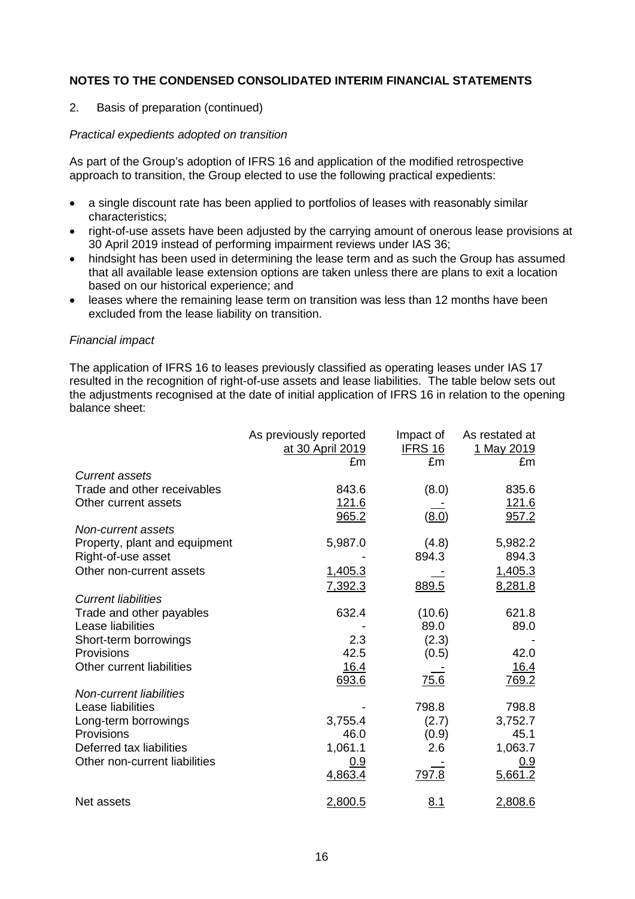**NOTES TO THE CONDENSED CONSOLIDATED INTERIM FINANCIAL STATEMENTS**

2. Basis of preparation (continued)

*Practical expedients adopted on transition*

As part of the Group's adoption of IFRS 16 and application of the modified retrospective approach to transition, the Group elected to use the following practical expedients:

- a single discount rate has been applied to portfolios of leases with reasonably similar characteristics;
- right-of-use assets have been adjusted by the carrying amount of onerous lease provisions at 30 April 2019 instead of performing impairment reviews under IAS 36;
- hindsight has been used in determining the lease term and as such the Group has assumed that all available lease extension options are taken unless there are plans to exit a location based on our historical experience; and
- leases where the remaining lease term on transition was less than 12 months have been excluded from the lease liability on transition.

*Financial impact*

The application of IFRS 16 to leases previously classified as operating leases under IAS 17 resulted in the recognition of right-of-use assets and lease liabilities. The table below sets out the adjustments recognised at the date of initial application of IFRS 16 in relation to the opening balance sheet:

| | As previously reported at 30 April 2019 | Impact of IFRS 16 | As restated at 1 May 2019 |
|---|---|---|---|
| | £m | £m | £m |
| *Current assets* | | | |
| Trade and other receivables | 843.6 | (8.0) | 835.6 |
| Other current assets | 121.6 | - | 121.6 |
| | 965.2 | (8.0) | 957.2 |
| *Non-current assets* | | | |
| Property, plant and equipment | 5,987.0 | (4.8) | 5,982.2 |
| Right-of-use asset | - | 894.3 | 894.3 |
| Other non-current assets | 1,405.3 | - | 1,405.3 |
| | 7,392.3 | 889.5 | 8,281.8 |
| *Current liabilities* | | | |
| Trade and other payables | 632.4 | (10.6) | 621.8 |
| Lease liabilities | - | 89.0 | 89.0 |
| Short-term borrowings | 2.3 | (2.3) | - |
| Provisions | 42.5 | (0.5) | 42.0 |
| Other current liabilities | 16.4 | - | 16.4 |
| | 693.6 | 75.6 | 769.2 |
| *Non-current liabilities* | | | |
| Lease liabilities | - | 798.8 | 798.8 |
| Long-term borrowings | 3,755.4 | (2.7) | 3,752.7 |
| Provisions | 46.0 | (0.9) | 45.1 |
| Deferred tax liabilities | 1,061.1 | 2.6 | 1,063.7 |
| Other non-current liabilities | 0.9 | - | 0.9 |
| | 4,863.4 | 797.8 | 5,661.2 |
| Net assets | 2,800.5 | 8.1 | 2,808.6 |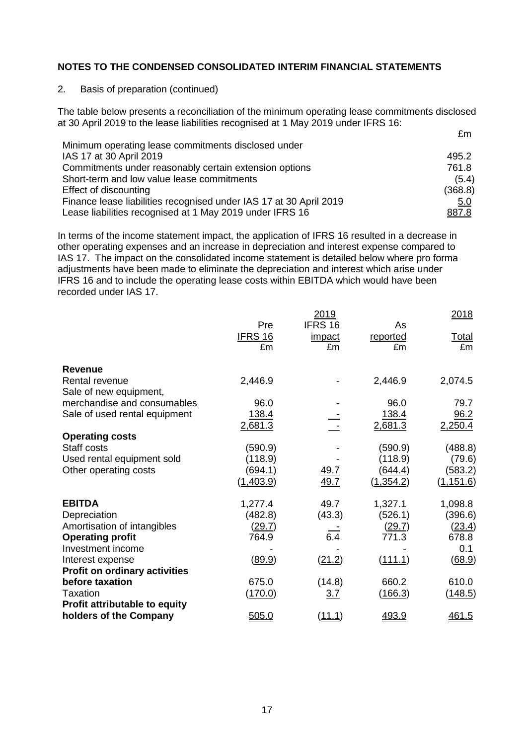**NOTES TO THE CONDENSED CONSOLIDATED INTERIM FINANCIAL STATEMENTS**

2. Basis of preparation (continued)

The table below presents a reconciliation of the minimum operating lease commitments disclosed at 30 April 2019 to the lease liabilities recognised at 1 May 2019 under IFRS 16:

| | £m |
|---|---|
| Minimum operating lease commitments disclosed under IAS 17 at 30 April 2019 | 495.2 |
| Commitments under reasonably certain extension options | 761.8 |
| Short-term and low value lease commitments | (5.4) |
| Effect of discounting | (368.8) |
| Finance lease liabilities recognised under IAS 17 at 30 April 2019 | 5.0 |
| Lease liabilities recognised at 1 May 2019 under IFRS 16 | 887.8 |

In terms of the income statement impact, the application of IFRS 16 resulted in a decrease in other operating expenses and an increase in depreciation and interest expense compared to IAS 17. The impact on the consolidated income statement is detailed below where pro forma adjustments have been made to eliminate the depreciation and interest which arise under IFRS 16 and to include the operating lease costs within EBITDA which would have been recorded under IAS 17.

| | 2019 | | | 2018 |
|---|---|---|---|---|
| | Pre IFRS 16 | IFRS 16 impact | As reported | Total |
| | £m | £m | £m | £m |
| **Revenue** | | | | |
| Rental revenue | 2,446.9 | - | 2,446.9 | 2,074.5 |
| Sale of new equipment, merchandise and consumables | 96.0 | - | 96.0 | 79.7 |
| Sale of used rental equipment | 138.4 | - | 138.4 | 96.2 |
| | 2,681.3 | - | 2,681.3 | 2,250.4 |
| **Operating costs** | | | | |
| Staff costs | (590.9) | - | (590.9) | (488.8) |
| Used rental equipment sold | (118.9) | - | (118.9) | (79.6) |
| Other operating costs | (694.1) | 49.7 | (644.4) | (583.2) |
| | (1,403.9) | 49.7 | (1,354.2) | (1,151.6) |
| **EBITDA** | 1,277.4 | 49.7 | 1,327.1 | 1,098.8 |
| Depreciation | (482.8) | (43.3) | (526.1) | (396.6) |
| Amortisation of intangibles | (29.7) | - | (29.7) | (23.4) |
| **Operating profit** | 764.9 | 6.4 | 771.3 | 678.8 |
| Investment income | - | - | - | 0.1 |
| Interest expense | (89.9) | (21.2) | (111.1) | (68.9) |
| **Profit on ordinary activities before taxation** | 675.0 | (14.8) | 660.2 | 610.0 |
| Taxation | (170.0) | 3.7 | (166.3) | (148.5) |
| **Profit attributable to equity holders of the Company** | 505.0 | (11.1) | 493.9 | 461.5 |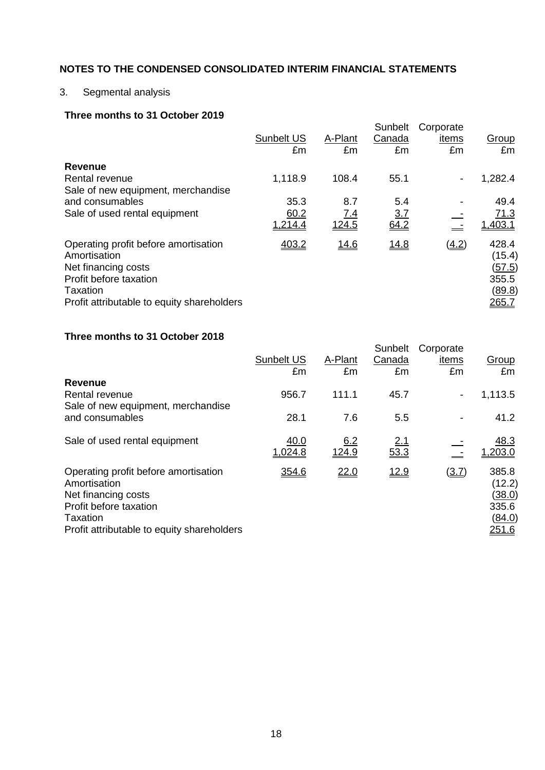## NOTES TO THE CONDENSED CONSOLIDATED INTERIM FINANCIAL STATEMENTS

3. Segmental analysis

**Three months to 31 October 2019**

| | Sunbelt US £m | A-Plant £m | Sunbelt Canada £m | Corporate items £m | Group £m |
|---|---|---|---|---|---|
| **Revenue** | | | | | |
| Rental revenue | 1,118.9 | 108.4 | 55.1 | - | 1,282.4 |
| Sale of new equipment, merchandise and consumables | 35.3 | 8.7 | 5.4 | - | 49.4 |
| Sale of used rental equipment | 60.2 | 7.4 | 3.7 | - | 71.3 |
| | 1,214.4 | 124.5 | 64.2 | - | 1,403.1 |
| Operating profit before amortisation | 403.2 | 14.6 | 14.8 | (4.2) | 428.4 |
| Amortisation | | | | | (15.4) |
| Net financing costs | | | | | (57.5) |
| Profit before taxation | | | | | 355.5 |
| Taxation | | | | | (89.8) |
| Profit attributable to equity shareholders | | | | | 265.7 |

**Three months to 31 October 2018**

| | Sunbelt US £m | A-Plant £m | Sunbelt Canada £m | Corporate items £m | Group £m |
|---|---|---|---|---|---|
| **Revenue** | | | | | |
| Rental revenue | 956.7 | 111.1 | 45.7 | - | 1,113.5 |
| Sale of new equipment, merchandise and consumables | 28.1 | 7.6 | 5.5 | - | 41.2 |
| Sale of used rental equipment | 40.0 | 6.2 | 2.1 | - | 48.3 |
| | 1,024.8 | 124.9 | 53.3 | - | 1,203.0 |
| Operating profit before amortisation | 354.6 | 22.0 | 12.9 | (3.7) | 385.8 |
| Amortisation | | | | | (12.2) |
| Net financing costs | | | | | (38.0) |
| Profit before taxation | | | | | 335.6 |
| Taxation | | | | | (84.0) |
| Profit attributable to equity shareholders | | | | | 251.6 |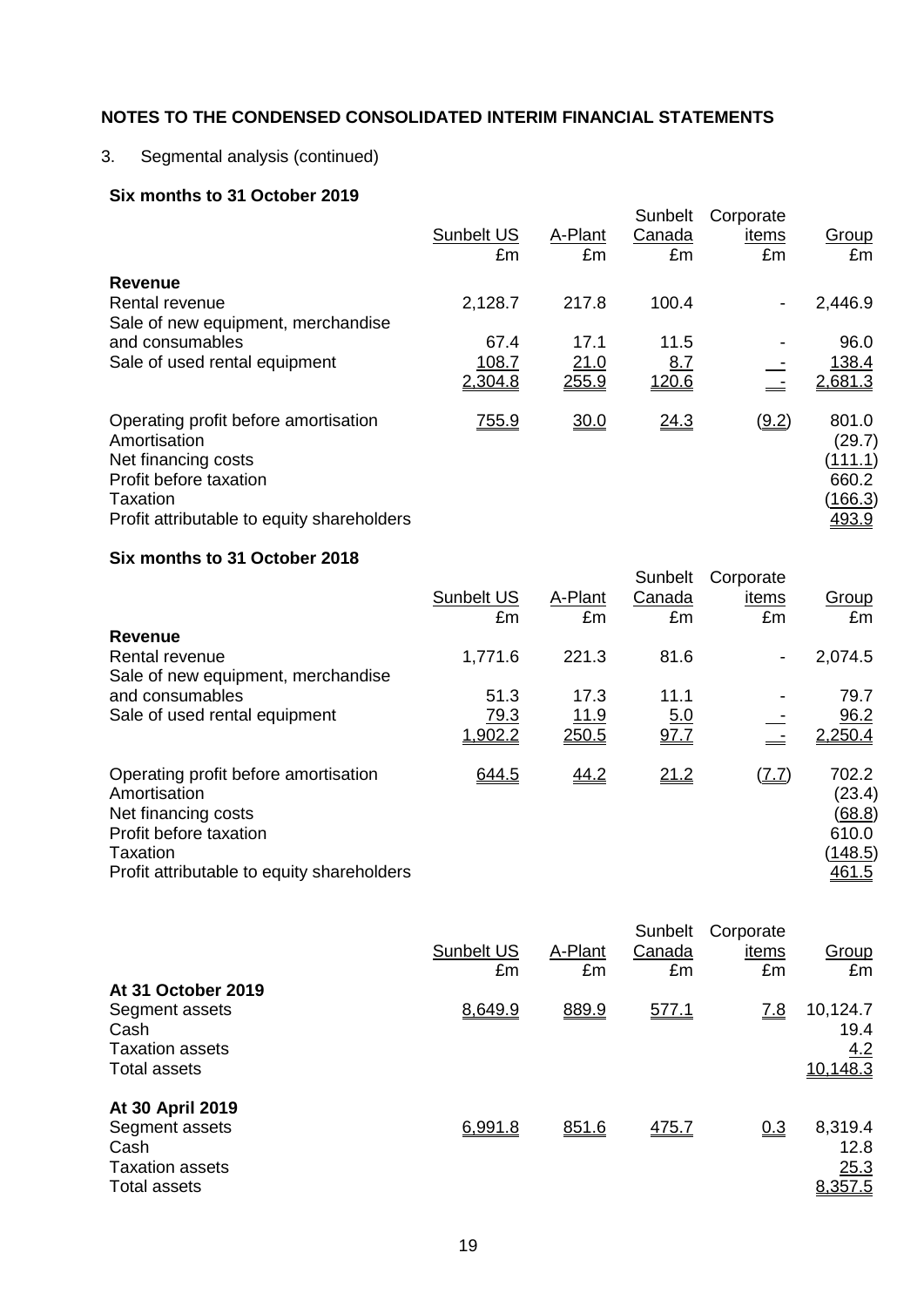## NOTES TO THE CONDENSED CONSOLIDATED INTERIM FINANCIAL STATEMENTS

3. Segmental analysis (continued)

### Six months to 31 October 2019

| | Sunbelt US £m | A-Plant £m | Sunbelt Canada £m | Corporate items £m | Group £m |
|---|---|---|---|---|---|
| **Revenue** | | | | | |
| Rental revenue | 2,128.7 | 217.8 | 100.4 | - | 2,446.9 |
| Sale of new equipment, merchandise and consumables | 67.4 | 17.1 | 11.5 | - | 96.0 |
| Sale of used rental equipment | 108.7 | 21.0 | 8.7 | - | 138.4 |
| | 2,304.8 | 255.9 | 120.6 | - | 2,681.3 |
| Operating profit before amortisation | 755.9 | 30.0 | 24.3 | (9.2) | 801.0 |
| Amortisation | | | | | (29.7) |
| Net financing costs | | | | | (111.1) |
| Profit before taxation | | | | | 660.2 |
| Taxation | | | | | (166.3) |
| Profit attributable to equity shareholders | | | | | 493.9 |

### Six months to 31 October 2018

| | Sunbelt US £m | A-Plant £m | Sunbelt Canada £m | Corporate items £m | Group £m |
|---|---|---|---|---|---|
| **Revenue** | | | | | |
| Rental revenue | 1,771.6 | 221.3 | 81.6 | - | 2,074.5 |
| Sale of new equipment, merchandise and consumables | 51.3 | 17.3 | 11.1 | - | 79.7 |
| Sale of used rental equipment | 79.3 | 11.9 | 5.0 | - | 96.2 |
| | 1,902.2 | 250.5 | 97.7 | - | 2,250.4 |
| Operating profit before amortisation | 644.5 | 44.2 | 21.2 | (7.7) | 702.2 |
| Amortisation | | | | | (23.4) |
| Net financing costs | | | | | (68.8) |
| Profit before taxation | | | | | 610.0 |
| Taxation | | | | | (148.5) |
| Profit attributable to equity shareholders | | | | | 461.5 |

| | Sunbelt US £m | A-Plant £m | Sunbelt Canada £m | Corporate items £m | Group £m |
|---|---|---|---|---|---|
| **At 31 October 2019** | | | | | |
| Segment assets | 8,649.9 | 889.9 | 577.1 | 7.8 | 10,124.7 |
| Cash | | | | | 19.4 |
| Taxation assets | | | | | 4.2 |
| Total assets | | | | | 10,148.3 |
| **At 30 April 2019** | | | | | |
| Segment assets | 6,991.8 | 851.6 | 475.7 | 0.3 | 8,319.4 |
| Cash | | | | | 12.8 |
| Taxation assets | | | | | 25.3 |
| Total assets | | | | | 8,357.5 |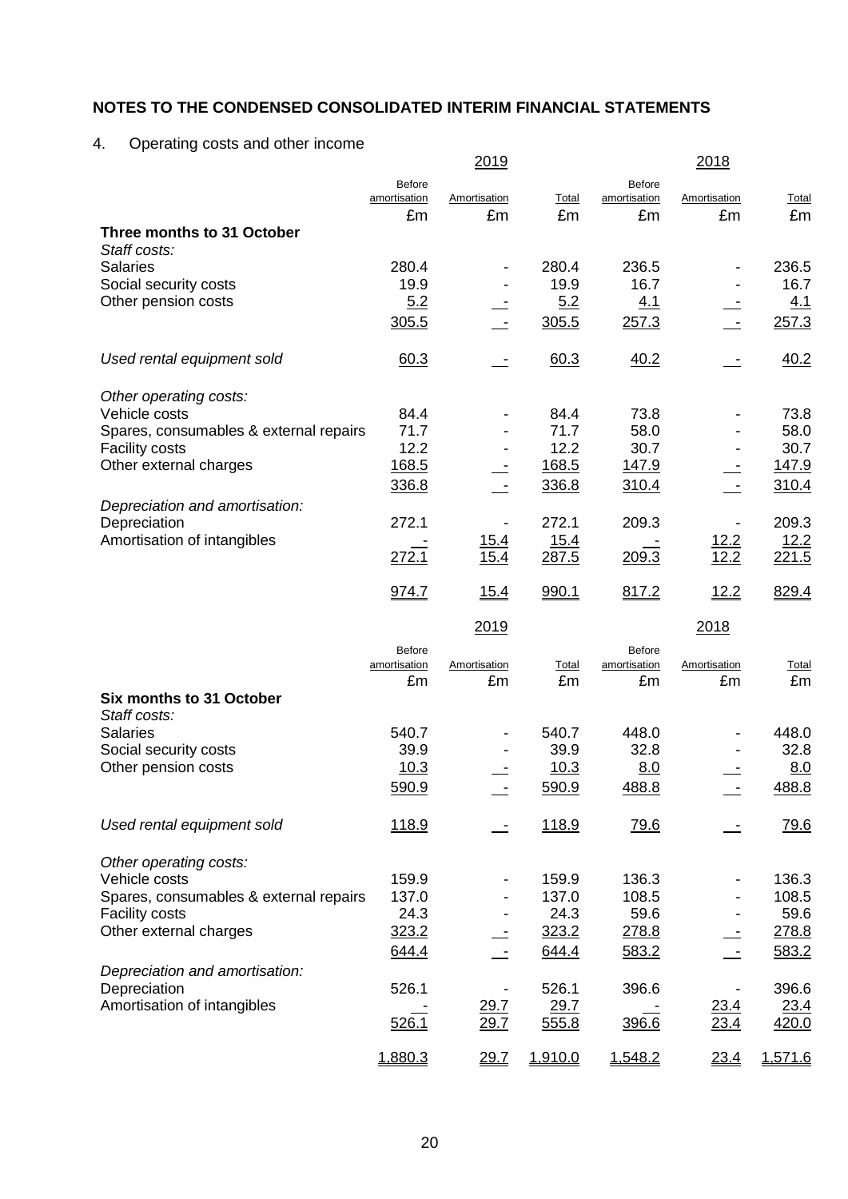## NOTES TO THE CONDENSED CONSOLIDATED INTERIM FINANCIAL STATEMENTS

### 4. Operating costs and other income

| | 2019 | | | 2018 | | |
|---|---|---|---|---|---|---|
| | Before amortisation | Amortisation | Total | Before amortisation | Amortisation | Total |
| | £m | £m | £m | £m | £m | £m |
| **Three months to 31 October** | | | | | | |
| *Staff costs:* | | | | | | |
| Salaries | 280.4 | - | 280.4 | 236.5 | - | 236.5 |
| Social security costs | 19.9 | - | 19.9 | 16.7 | - | 16.7 |
| Other pension costs | 5.2 | - | 5.2 | 4.1 | - | 4.1 |
| | 305.5 | - | 305.5 | 257.3 | - | 257.3 |
| *Used rental equipment sold* | 60.3 | - | 60.3 | 40.2 | - | 40.2 |
| *Other operating costs:* | | | | | | |
| Vehicle costs | 84.4 | - | 84.4 | 73.8 | - | 73.8 |
| Spares, consumables & external repairs | 71.7 | - | 71.7 | 58.0 | - | 58.0 |
| Facility costs | 12.2 | - | 12.2 | 30.7 | - | 30.7 |
| Other external charges | 168.5 | - | 168.5 | 147.9 | - | 147.9 |
| | 336.8 | - | 336.8 | 310.4 | - | 310.4 |
| *Depreciation and amortisation:* | | | | | | |
| Depreciation | 272.1 | - | 272.1 | 209.3 | - | 209.3 |
| Amortisation of intangibles | - | 15.4 | 15.4 | - | 12.2 | 12.2 |
| | 272.1 | 15.4 | 287.5 | 209.3 | 12.2 | 221.5 |
| | 974.7 | 15.4 | 990.1 | 817.2 | 12.2 | 829.4 |

| | 2019 | | | 2018 | | |
|---|---|---|---|---|---|---|
| | Before amortisation | Amortisation | Total | Before amortisation | Amortisation | Total |
| | £m | £m | £m | £m | £m | £m |
| **Six months to 31 October** | | | | | | |
| *Staff costs:* | | | | | | |
| Salaries | 540.7 | - | 540.7 | 448.0 | - | 448.0 |
| Social security costs | 39.9 | - | 39.9 | 32.8 | - | 32.8 |
| Other pension costs | 10.3 | - | 10.3 | 8.0 | - | 8.0 |
| | 590.9 | - | 590.9 | 488.8 | - | 488.8 |
| *Used rental equipment sold* | 118.9 | - | 118.9 | 79.6 | - | 79.6 |
| *Other operating costs:* | | | | | | |
| Vehicle costs | 159.9 | - | 159.9 | 136.3 | - | 136.3 |
| Spares, consumables & external repairs | 137.0 | - | 137.0 | 108.5 | - | 108.5 |
| Facility costs | 24.3 | - | 24.3 | 59.6 | - | 59.6 |
| Other external charges | 323.2 | - | 323.2 | 278.8 | - | 278.8 |
| | 644.4 | - | 644.4 | 583.2 | - | 583.2 |
| *Depreciation and amortisation:* | | | | | | |
| Depreciation | 526.1 | - | 526.1 | 396.6 | - | 396.6 |
| Amortisation of intangibles | - | 29.7 | 29.7 | - | 23.4 | 23.4 |
| | 526.1 | 29.7 | 555.8 | 396.6 | 23.4 | 420.0 |
| | 1,880.3 | 29.7 | 1,910.0 | 1,548.2 | 23.4 | 1,571.6 |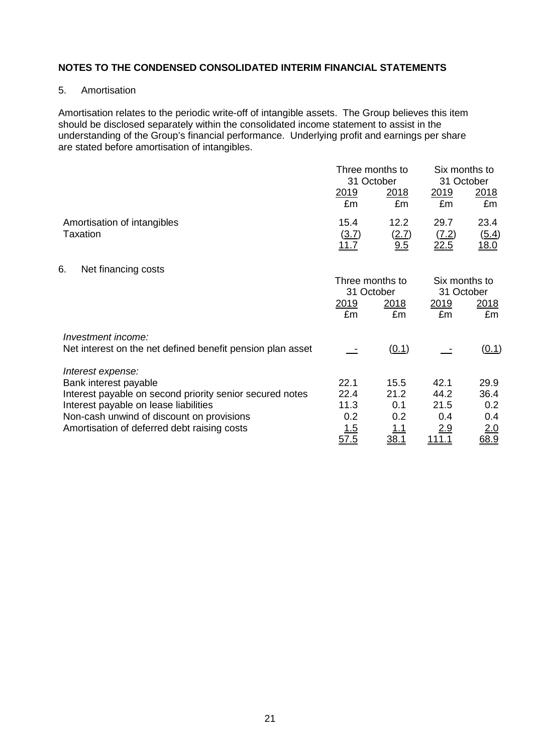**NOTES TO THE CONDENSED CONSOLIDATED INTERIM FINANCIAL STATEMENTS**

5. Amortisation

Amortisation relates to the periodic write-off of intangible assets. The Group believes this item should be disclosed separately within the consolidated income statement to assist in the understanding of the Group's financial performance. Underlying profit and earnings per share are stated before amortisation of intangibles.

| | Three months to 31 October | | Six months to 31 October | |
|---|---|---|---|---|
| | 2019 | 2018 | 2019 | 2018 |
| | £m | £m | £m | £m |
| Amortisation of intangibles | 15.4 | 12.2 | 29.7 | 23.4 |
| Taxation | (3.7) | (2.7) | (7.2) | (5.4) |
| | 11.7 | 9.5 | 22.5 | 18.0 |

6. Net financing costs

| | Three months to 31 October | | Six months to 31 October | |
|---|---|---|---|---|
| | 2019 | 2018 | 2019 | 2018 |
| | £m | £m | £m | £m |
| *Investment income:* | | | | |
| Net interest on the net defined benefit pension plan asset | - | (0.1) | - | (0.1) |
| *Interest expense:* | | | | |
| Bank interest payable | 22.1 | 15.5 | 42.1 | 29.9 |
| Interest payable on second priority senior secured notes | 22.4 | 21.2 | 44.2 | 36.4 |
| Interest payable on lease liabilities | 11.3 | 0.1 | 21.5 | 0.2 |
| Non-cash unwind of discount on provisions | 0.2 | 0.2 | 0.4 | 0.4 |
| Amortisation of deferred debt raising costs | 1.5 | 1.1 | 2.9 | 2.0 |
| | 57.5 | 38.1 | 111.1 | 68.9 |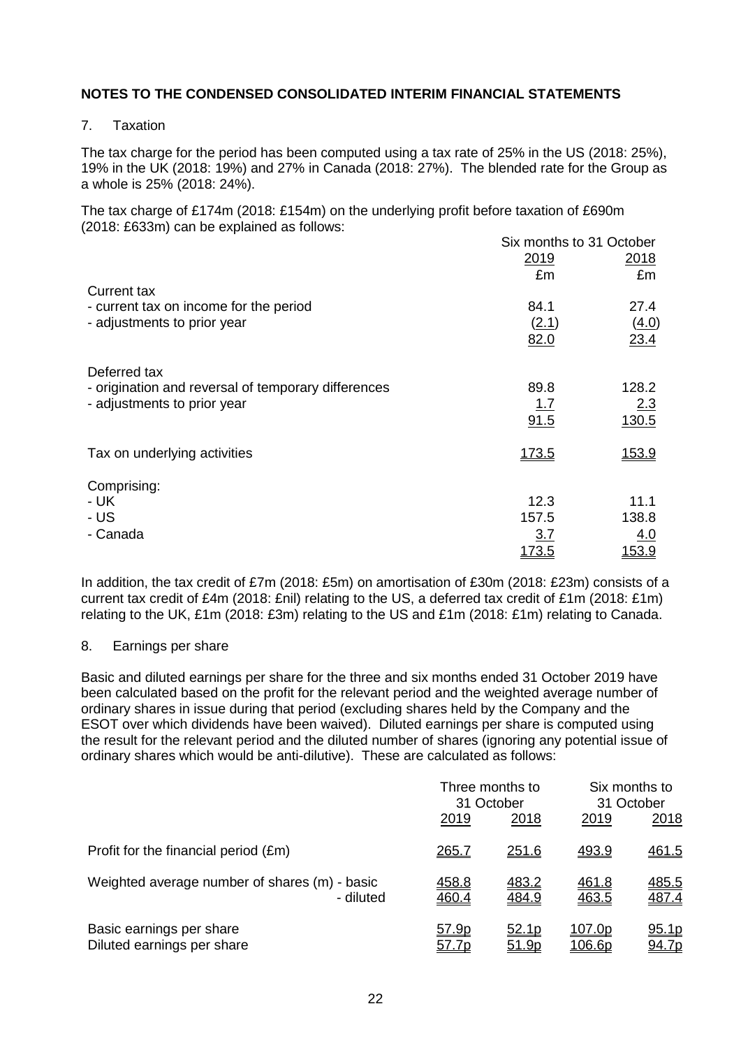## NOTES TO THE CONDENSED CONSOLIDATED INTERIM FINANCIAL STATEMENTS

### 7. Taxation

The tax charge for the period has been computed using a tax rate of 25% in the US (2018: 25%), 19% in the UK (2018: 19%) and 27% in Canada (2018: 27%). The blended rate for the Group as a whole is 25% (2018: 24%).

The tax charge of £174m (2018: £154m) on the underlying profit before taxation of £690m (2018: £633m) can be explained as follows:

| | Six months to 31 October | |
|---|---|---|
| | 2019 | 2018 |
| | £m | £m |
| Current tax | | |
| - current tax on income for the period | 84.1 | 27.4 |
| - adjustments to prior year | (2.1) | (4.0) |
| | 82.0 | 23.4 |
| Deferred tax | | |
| - origination and reversal of temporary differences | 89.8 | 128.2 |
| - adjustments to prior year | 1.7 | 2.3 |
| | 91.5 | 130.5 |
| Tax on underlying activities | 173.5 | 153.9 |
| Comprising: | | |
| - UK | 12.3 | 11.1 |
| - US | 157.5 | 138.8 |
| - Canada | 3.7 | 4.0 |
| | 173.5 | 153.9 |

In addition, the tax credit of £7m (2018: £5m) on amortisation of £30m (2018: £23m) consists of a current tax credit of £4m (2018: £nil) relating to the US, a deferred tax credit of £1m (2018: £1m) relating to the UK, £1m (2018: £3m) relating to the US and £1m (2018: £1m) relating to Canada.

### 8. Earnings per share

Basic and diluted earnings per share for the three and six months ended 31 October 2019 have been calculated based on the profit for the relevant period and the weighted average number of ordinary shares in issue during that period (excluding shares held by the Company and the ESOT over which dividends have been waived). Diluted earnings per share is computed using the result for the relevant period and the diluted number of shares (ignoring any potential issue of ordinary shares which would be anti-dilutive). These are calculated as follows:

| | Three months to 31 October | | Six months to 31 October | |
|---|---|---|---|---|
| | 2019 | 2018 | 2019 | 2018 |
| Profit for the financial period (£m) | 265.7 | 251.6 | 493.9 | 461.5 |
| Weighted average number of shares (m) - basic | 458.8 | 483.2 | 461.8 | 485.5 |
| - diluted | 460.4 | 484.9 | 463.5 | 487.4 |
| Basic earnings per share | 57.9p | 52.1p | 107.0p | 95.1p |
| Diluted earnings per share | 57.7p | 51.9p | 106.6p | 94.7p |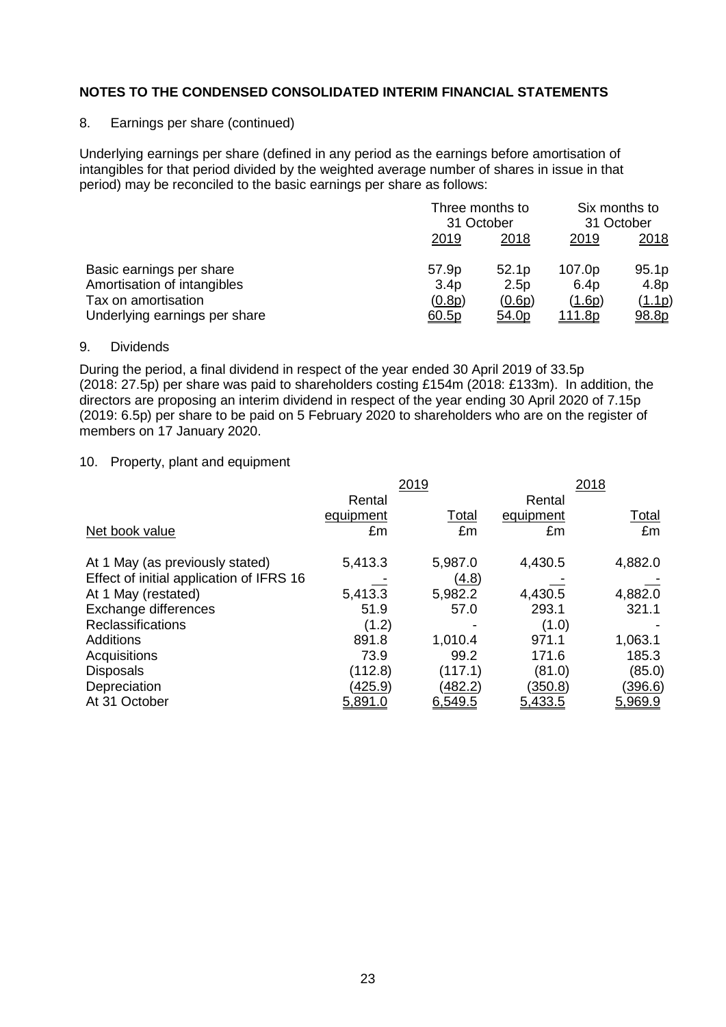## NOTES TO THE CONDENSED CONSOLIDATED INTERIM FINANCIAL STATEMENTS

8. Earnings per share (continued)

Underlying earnings per share (defined in any period as the earnings before amortisation of intangibles for that period divided by the weighted average number of shares in issue in that period) may be reconciled to the basic earnings per share as follows:

| | Three months to 31 October | | Six months to 31 October | |
|---|---|---|---|---|
| | 2019 | 2018 | 2019 | 2018 |
| Basic earnings per share | 57.9p | 52.1p | 107.0p | 95.1p |
| Amortisation of intangibles | 3.4p | 2.5p | 6.4p | 4.8p |
| Tax on amortisation | (0.8p) | (0.6p) | (1.6p) | (1.1p) |
| Underlying earnings per share | 60.5p | 54.0p | 111.8p | 98.8p |

9. Dividends

During the period, a final dividend in respect of the year ended 30 April 2019 of 33.5p (2018: 27.5p) per share was paid to shareholders costing £154m (2018: £133m). In addition, the directors are proposing an interim dividend in respect of the year ending 30 April 2020 of 7.15p (2019: 6.5p) per share to be paid on 5 February 2020 to shareholders who are on the register of members on 17 January 2020.

10. Property, plant and equipment

| | 2019 | | 2018 | |
|---|---|---|---|---|
| | Rental equipment | Total | Rental equipment | Total |
| Net book value | £m | £m | £m | £m |
| At 1 May (as previously stated) | 5,413.3 | 5,987.0 | 4,430.5 | 4,882.0 |
| Effect of initial application of IFRS 16 | - | (4.8) | - | - |
| At 1 May (restated) | 5,413.3 | 5,982.2 | 4,430.5 | 4,882.0 |
| Exchange differences | 51.9 | 57.0 | 293.1 | 321.1 |
| Reclassifications | (1.2) | - | (1.0) | - |
| Additions | 891.8 | 1,010.4 | 971.1 | 1,063.1 |
| Acquisitions | 73.9 | 99.2 | 171.6 | 185.3 |
| Disposals | (112.8) | (117.1) | (81.0) | (85.0) |
| Depreciation | (425.9) | (482.2) | (350.8) | (396.6) |
| At 31 October | 5,891.0 | 6,549.5 | 5,433.5 | 5,969.9 |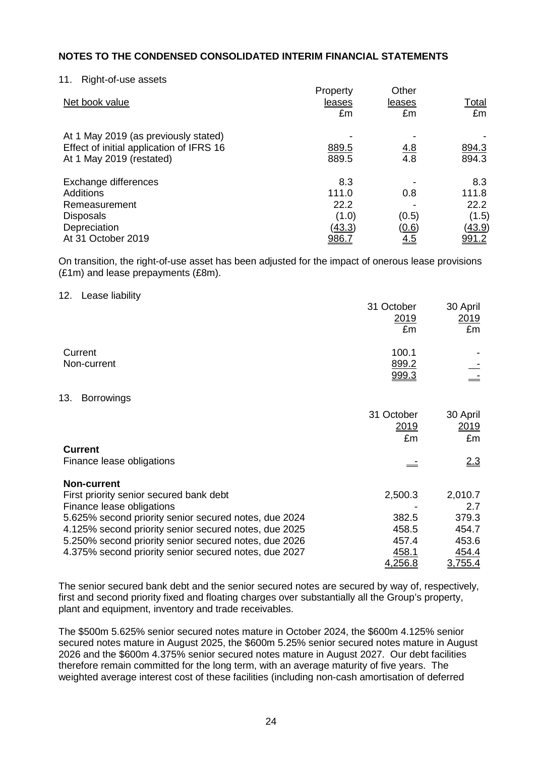## NOTES TO THE CONDENSED CONSOLIDATED INTERIM FINANCIAL STATEMENTS

### 11. Right-of-use assets

| Net book value | Property leases £m | Other leases £m | Total £m |
|---|---|---|---|
| At 1 May 2019 (as previously stated) | - | - | - |
| Effect of initial application of IFRS 16 | 889.5 | 4.8 | 894.3 |
| At 1 May 2019 (restated) | 889.5 | 4.8 | 894.3 |
| | | | |
| Exchange differences | 8.3 | - | 8.3 |
| Additions | 111.0 | 0.8 | 111.8 |
| Remeasurement | 22.2 | - | 22.2 |
| Disposals | (1.0) | (0.5) | (1.5) |
| Depreciation | (43.3) | (0.6) | (43.9) |
| At 31 October 2019 | 986.7 | 4.5 | 991.2 |

On transition, the right-of-use asset has been adjusted for the impact of onerous lease provisions (£1m) and lease prepayments (£8m).

### 12. Lease liability

| | 31 October 2019 £m | 30 April 2019 £m |
|---|---|---|
| Current | 100.1 | - |
| Non-current | 899.2 | - |
| | 999.3 | - |

### 13. Borrowings

| | 31 October 2019 £m | 30 April 2019 £m |
|---|---|---|
| **Current** | | |
| Finance lease obligations | - | 2.3 |
| | | |
| **Non-current** | | |
| First priority senior secured bank debt | 2,500.3 | 2,010.7 |
| Finance lease obligations | - | 2.7 |
| 5.625% second priority senior secured notes, due 2024 | 382.5 | 379.3 |
| 4.125% second priority senior secured notes, due 2025 | 458.5 | 454.7 |
| 5.250% second priority senior secured notes, due 2026 | 457.4 | 453.6 |
| 4.375% second priority senior secured notes, due 2027 | 458.1 | 454.4 |
| | 4,256.8 | 3,755.4 |

The senior secured bank debt and the senior secured notes are secured by way of, respectively, first and second priority fixed and floating charges over substantially all the Group's property, plant and equipment, inventory and trade receivables.

The $500m 5.625% senior secured notes mature in October 2024, the $600m 4.125% senior secured notes mature in August 2025, the $600m 5.25% senior secured notes mature in August 2026 and the $600m 4.375% senior secured notes mature in August 2027. Our debt facilities therefore remain committed for the long term, with an average maturity of five years. The weighted average interest cost of these facilities (including non-cash amortisation of deferred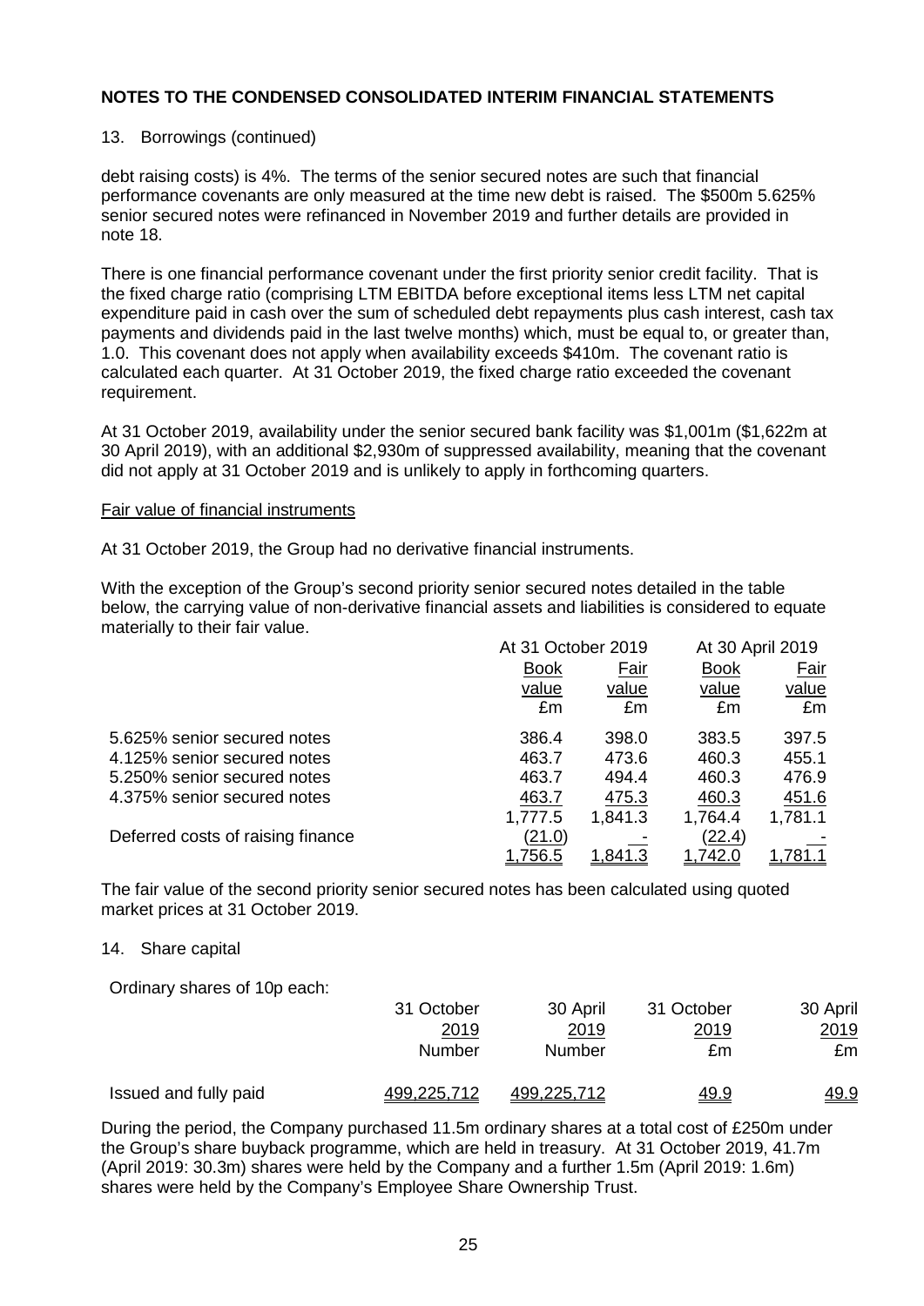## NOTES TO THE CONDENSED CONSOLIDATED INTERIM FINANCIAL STATEMENTS

13. Borrowings (continued)

debt raising costs) is 4%. The terms of the senior secured notes are such that financial performance covenants are only measured at the time new debt is raised. The $500m 5.625% senior secured notes were refinanced in November 2019 and further details are provided in note 18.

There is one financial performance covenant under the first priority senior credit facility. That is the fixed charge ratio (comprising LTM EBITDA before exceptional items less LTM net capital expenditure paid in cash over the sum of scheduled debt repayments plus cash interest, cash tax payments and dividends paid in the last twelve months) which, must be equal to, or greater than, 1.0. This covenant does not apply when availability exceeds $410m. The covenant ratio is calculated each quarter. At 31 October 2019, the fixed charge ratio exceeded the covenant requirement.

At 31 October 2019, availability under the senior secured bank facility was $1,001m ($1,622m at 30 April 2019), with an additional $2,930m of suppressed availability, meaning that the covenant did not apply at 31 October 2019 and is unlikely to apply in forthcoming quarters.

Fair value of financial instruments

At 31 October 2019, the Group had no derivative financial instruments.

With the exception of the Group's second priority senior secured notes detailed in the table below, the carrying value of non-derivative financial assets and liabilities is considered to equate materially to their fair value.

| | At 31 October 2019 | | At 30 April 2019 | |
|---|---|---|---|---|
| | Book value £m | Fair value £m | Book value £m | Fair value £m |
| 5.625% senior secured notes | 386.4 | 398.0 | 383.5 | 397.5 |
| 4.125% senior secured notes | 463.7 | 473.6 | 460.3 | 455.1 |
| 5.250% senior secured notes | 463.7 | 494.4 | 460.3 | 476.9 |
| 4.375% senior secured notes | 463.7 | 475.3 | 460.3 | 451.6 |
| | 1,777.5 | 1,841.3 | 1,764.4 | 1,781.1 |
| Deferred costs of raising finance | (21.0) | - | (22.4) | - |
| | 1,756.5 | 1,841.3 | 1,742.0 | 1,781.1 |

The fair value of the second priority senior secured notes has been calculated using quoted market prices at 31 October 2019.

14. Share capital

Ordinary shares of 10p each:

| | 31 October 2019 Number | 30 April 2019 Number | 31 October 2019 £m | 30 April 2019 £m |
|---|---|---|---|---|
| Issued and fully paid | 499,225,712 | 499,225,712 | 49.9 | 49.9 |

During the period, the Company purchased 11.5m ordinary shares at a total cost of £250m under the Group's share buyback programme, which are held in treasury. At 31 October 2019, 41.7m (April 2019: 30.3m) shares were held by the Company and a further 1.5m (April 2019: 1.6m) shares were held by the Company's Employee Share Ownership Trust.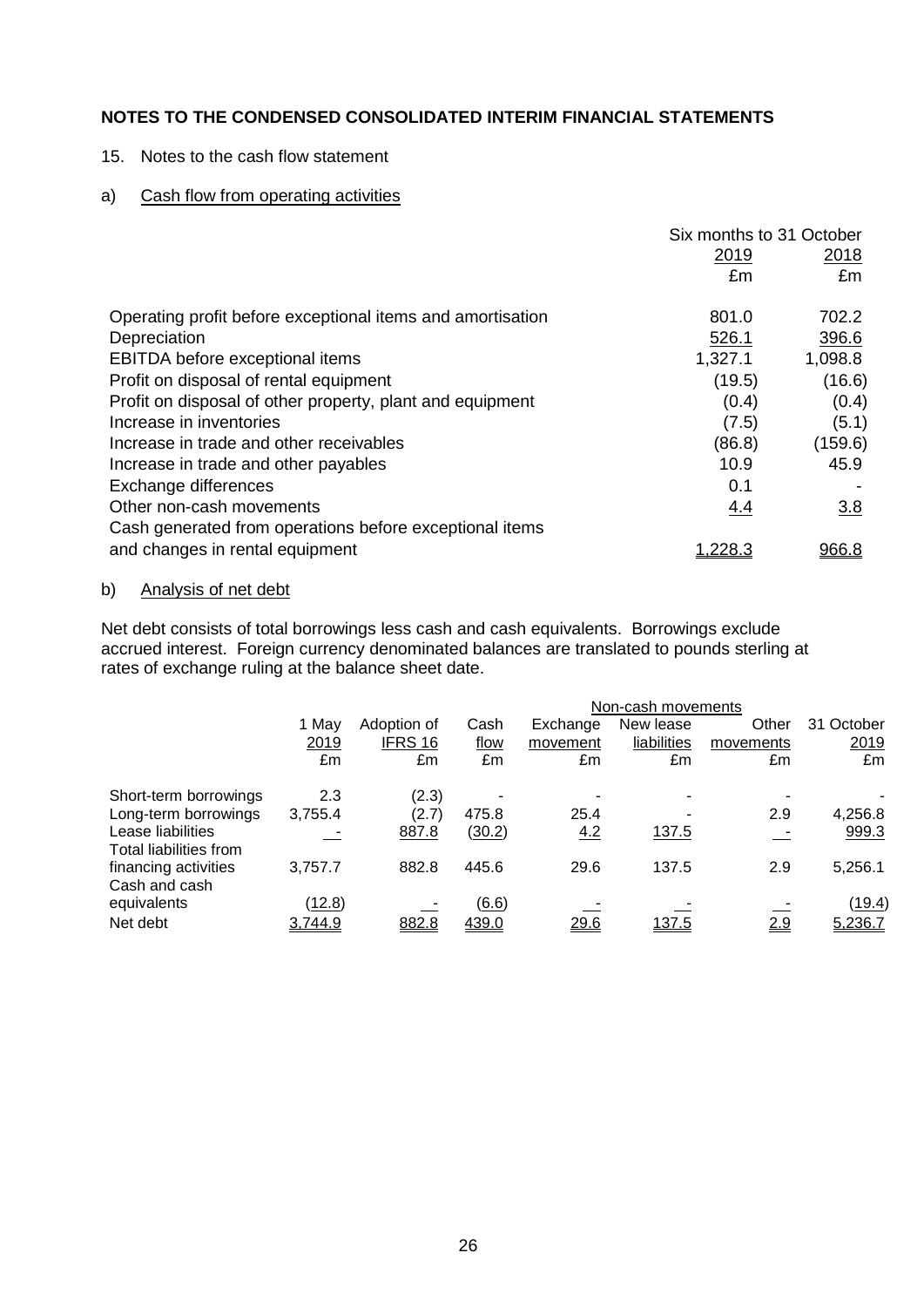## NOTES TO THE CONDENSED CONSOLIDATED INTERIM FINANCIAL STATEMENTS

15. Notes to the cash flow statement

a) Cash flow from operating activities

| | Six months to 31 October | |
|---|---|---|
| | 2019 | 2018 |
| | £m | £m |
| Operating profit before exceptional items and amortisation | 801.0 | 702.2 |
| Depreciation | 526.1 | 396.6 |
| EBITDA before exceptional items | 1,327.1 | 1,098.8 |
| Profit on disposal of rental equipment | (19.5) | (16.6) |
| Profit on disposal of other property, plant and equipment | (0.4) | (0.4) |
| Increase in inventories | (7.5) | (5.1) |
| Increase in trade and other receivables | (86.8) | (159.6) |
| Increase in trade and other payables | 10.9 | 45.9 |
| Exchange differences | 0.1 | - |
| Other non-cash movements | 4.4 | 3.8 |
| Cash generated from operations before exceptional items and changes in rental equipment | 1,228.3 | 966.8 |

b) Analysis of net debt

Net debt consists of total borrowings less cash and cash equivalents. Borrowings exclude accrued interest. Foreign currency denominated balances are translated to pounds sterling at rates of exchange ruling at the balance sheet date.

| | | | | Non-cash movements | | | |
|---|---|---|---|---|---|---|---|
| | 1 May 2019 | Adoption of IFRS 16 | Cash flow | Exchange movement | New lease liabilities | Other movements | 31 October 2019 |
| | £m | £m | £m | £m | £m | £m | £m |
| Short-term borrowings | 2.3 | (2.3) | - | - | - | - | - |
| Long-term borrowings | 3,755.4 | (2.7) | 475.8 | 25.4 | - | 2.9 | 4,256.8 |
| Lease liabilities | - | 887.8 | (30.2) | 4.2 | 137.5 | - | 999.3 |
| Total liabilities from financing activities | 3,757.7 | 882.8 | 445.6 | 29.6 | 137.5 | 2.9 | 5,256.1 |
| Cash and cash equivalents | (12.8) | - | (6.6) | - | - | - | (19.4) |
| Net debt | 3,744.9 | 882.8 | 439.0 | 29.6 | 137.5 | 2.9 | 5,236.7 |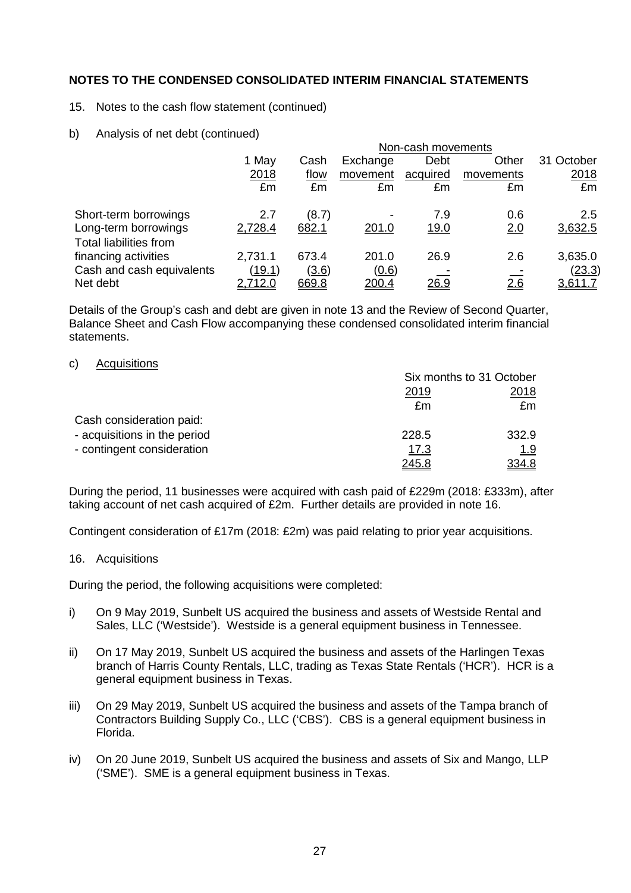## NOTES TO THE CONDENSED CONSOLIDATED INTERIM FINANCIAL STATEMENTS

15. Notes to the cash flow statement (continued)

b) Analysis of net debt (continued)

| | 1 May 2018 | Cash flow | Non-cash movements: Exchange movement | Non-cash movements: Debt acquired | Non-cash movements: Other movements | 31 October 2018 |
|---|---|---|---|---|---|---|
| | £m | £m | £m | £m | £m | £m |
| Short-term borrowings | 2.7 | (8.7) | - | 7.9 | 0.6 | 2.5 |
| Long-term borrowings | 2,728.4 | 682.1 | 201.0 | 19.0 | 2.0 | 3,632.5 |
| Total liabilities from financing activities | 2,731.1 | 673.4 | 201.0 | 26.9 | 2.6 | 3,635.0 |
| Cash and cash equivalents | (19.1) | (3.6) | (0.6) | - | - | (23.3) |
| Net debt | 2,712.0 | 669.8 | 200.4 | 26.9 | 2.6 | 3,611.7 |

Details of the Group's cash and debt are given in note 13 and the Review of Second Quarter, Balance Sheet and Cash Flow accompanying these condensed consolidated interim financial statements.

c) Acquisitions

| | Six months to 31 October 2019 | Six months to 31 October 2018 |
|---|---|---|
| | £m | £m |
| Cash consideration paid: | | |
| - acquisitions in the period | 228.5 | 332.9 |
| - contingent consideration | 17.3 | 1.9 |
| | 245.8 | 334.8 |

During the period, 11 businesses were acquired with cash paid of £229m (2018: £333m), after taking account of net cash acquired of £2m. Further details are provided in note 16.

Contingent consideration of £17m (2018: £2m) was paid relating to prior year acquisitions.

16. Acquisitions

During the period, the following acquisitions were completed:

i) On 9 May 2019, Sunbelt US acquired the business and assets of Westside Rental and Sales, LLC ('Westside'). Westside is a general equipment business in Tennessee.

ii) On 17 May 2019, Sunbelt US acquired the business and assets of the Harlingen Texas branch of Harris County Rentals, LLC, trading as Texas State Rentals ('HCR'). HCR is a general equipment business in Texas.

iii) On 29 May 2019, Sunbelt US acquired the business and assets of the Tampa branch of Contractors Building Supply Co., LLC ('CBS'). CBS is a general equipment business in Florida.

iv) On 20 June 2019, Sunbelt US acquired the business and assets of Six and Mango, LLP ('SME'). SME is a general equipment business in Texas.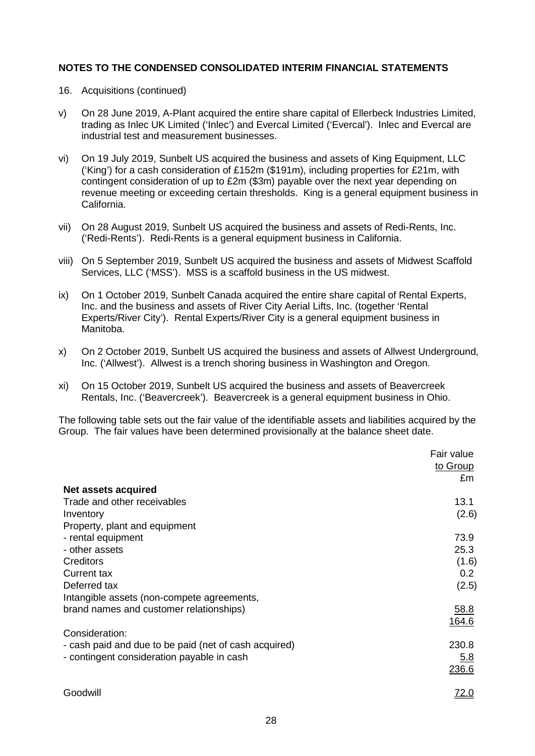## NOTES TO THE CONDENSED CONSOLIDATED INTERIM FINANCIAL STATEMENTS

16. Acquisitions (continued)

v) On 28 June 2019, A-Plant acquired the entire share capital of Ellerbeck Industries Limited, trading as Inlec UK Limited ('Inlec') and Evercal Limited ('Evercal'). Inlec and Evercal are industrial test and measurement businesses.

vi) On 19 July 2019, Sunbelt US acquired the business and assets of King Equipment, LLC ('King') for a cash consideration of £152m ($191m), including properties for £21m, with contingent consideration of up to £2m ($3m) payable over the next year depending on revenue meeting or exceeding certain thresholds. King is a general equipment business in California.

vii) On 28 August 2019, Sunbelt US acquired the business and assets of Redi-Rents, Inc. ('Redi-Rents'). Redi-Rents is a general equipment business in California.

viii) On 5 September 2019, Sunbelt US acquired the business and assets of Midwest Scaffold Services, LLC ('MSS'). MSS is a scaffold business in the US midwest.

ix) On 1 October 2019, Sunbelt Canada acquired the entire share capital of Rental Experts, Inc. and the business and assets of River City Aerial Lifts, Inc. (together 'Rental Experts/River City'). Rental Experts/River City is a general equipment business in Manitoba.

x) On 2 October 2019, Sunbelt US acquired the business and assets of Allwest Underground, Inc. ('Allwest'). Allwest is a trench shoring business in Washington and Oregon.

xi) On 15 October 2019, Sunbelt US acquired the business and assets of Beavercreek Rentals, Inc. ('Beavercreek'). Beavercreek is a general equipment business in Ohio.

The following table sets out the fair value of the identifiable assets and liabilities acquired by the Group. The fair values have been determined provisionally at the balance sheet date.

| | Fair value to Group £m |
|---|---|
| **Net assets acquired** | |
| Trade and other receivables | 13.1 |
| Inventory | (2.6) |
| Property, plant and equipment | |
| - rental equipment | 73.9 |
| - other assets | 25.3 |
| Creditors | (1.6) |
| Current tax | 0.2 |
| Deferred tax | (2.5) |
| Intangible assets (non-compete agreements, brand names and customer relationships) | 58.8 |
| | 164.6 |
| Consideration: | |
| - cash paid and due to be paid (net of cash acquired) | 230.8 |
| - contingent consideration payable in cash | 5.8 |
| | 236.6 |
| Goodwill | 72.0 |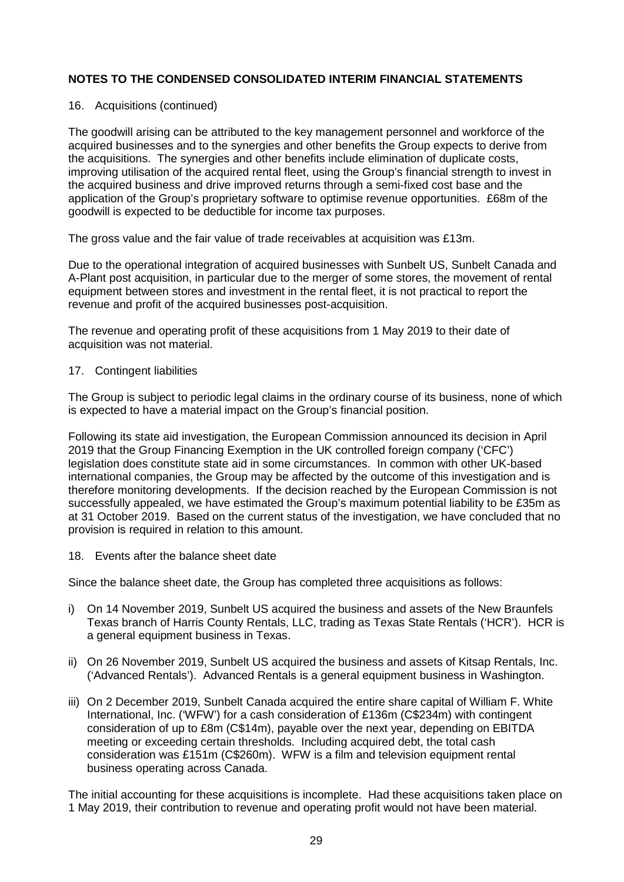**NOTES TO THE CONDENSED CONSOLIDATED INTERIM FINANCIAL STATEMENTS**

16. Acquisitions (continued)

The goodwill arising can be attributed to the key management personnel and workforce of the acquired businesses and to the synergies and other benefits the Group expects to derive from the acquisitions. The synergies and other benefits include elimination of duplicate costs, improving utilisation of the acquired rental fleet, using the Group's financial strength to invest in the acquired business and drive improved returns through a semi-fixed cost base and the application of the Group's proprietary software to optimise revenue opportunities. £68m of the goodwill is expected to be deductible for income tax purposes.

The gross value and the fair value of trade receivables at acquisition was £13m.

Due to the operational integration of acquired businesses with Sunbelt US, Sunbelt Canada and A-Plant post acquisition, in particular due to the merger of some stores, the movement of rental equipment between stores and investment in the rental fleet, it is not practical to report the revenue and profit of the acquired businesses post-acquisition.

The revenue and operating profit of these acquisitions from 1 May 2019 to their date of acquisition was not material.

17. Contingent liabilities

The Group is subject to periodic legal claims in the ordinary course of its business, none of which is expected to have a material impact on the Group's financial position.

Following its state aid investigation, the European Commission announced its decision in April 2019 that the Group Financing Exemption in the UK controlled foreign company ('CFC') legislation does constitute state aid in some circumstances. In common with other UK-based international companies, the Group may be affected by the outcome of this investigation and is therefore monitoring developments. If the decision reached by the European Commission is not successfully appealed, we have estimated the Group's maximum potential liability to be £35m as at 31 October 2019. Based on the current status of the investigation, we have concluded that no provision is required in relation to this amount.

18. Events after the balance sheet date

Since the balance sheet date, the Group has completed three acquisitions as follows:

i) On 14 November 2019, Sunbelt US acquired the business and assets of the New Braunfels Texas branch of Harris County Rentals, LLC, trading as Texas State Rentals ('HCR'). HCR is a general equipment business in Texas.

ii) On 26 November 2019, Sunbelt US acquired the business and assets of Kitsap Rentals, Inc. ('Advanced Rentals'). Advanced Rentals is a general equipment business in Washington.

iii) On 2 December 2019, Sunbelt Canada acquired the entire share capital of William F. White International, Inc. ('WFW') for a cash consideration of £136m (C$234m) with contingent consideration of up to £8m (C$14m), payable over the next year, depending on EBITDA meeting or exceeding certain thresholds. Including acquired debt, the total cash consideration was £151m (C$260m). WFW is a film and television equipment rental business operating across Canada.

The initial accounting for these acquisitions is incomplete. Had these acquisitions taken place on 1 May 2019, their contribution to revenue and operating profit would not have been material.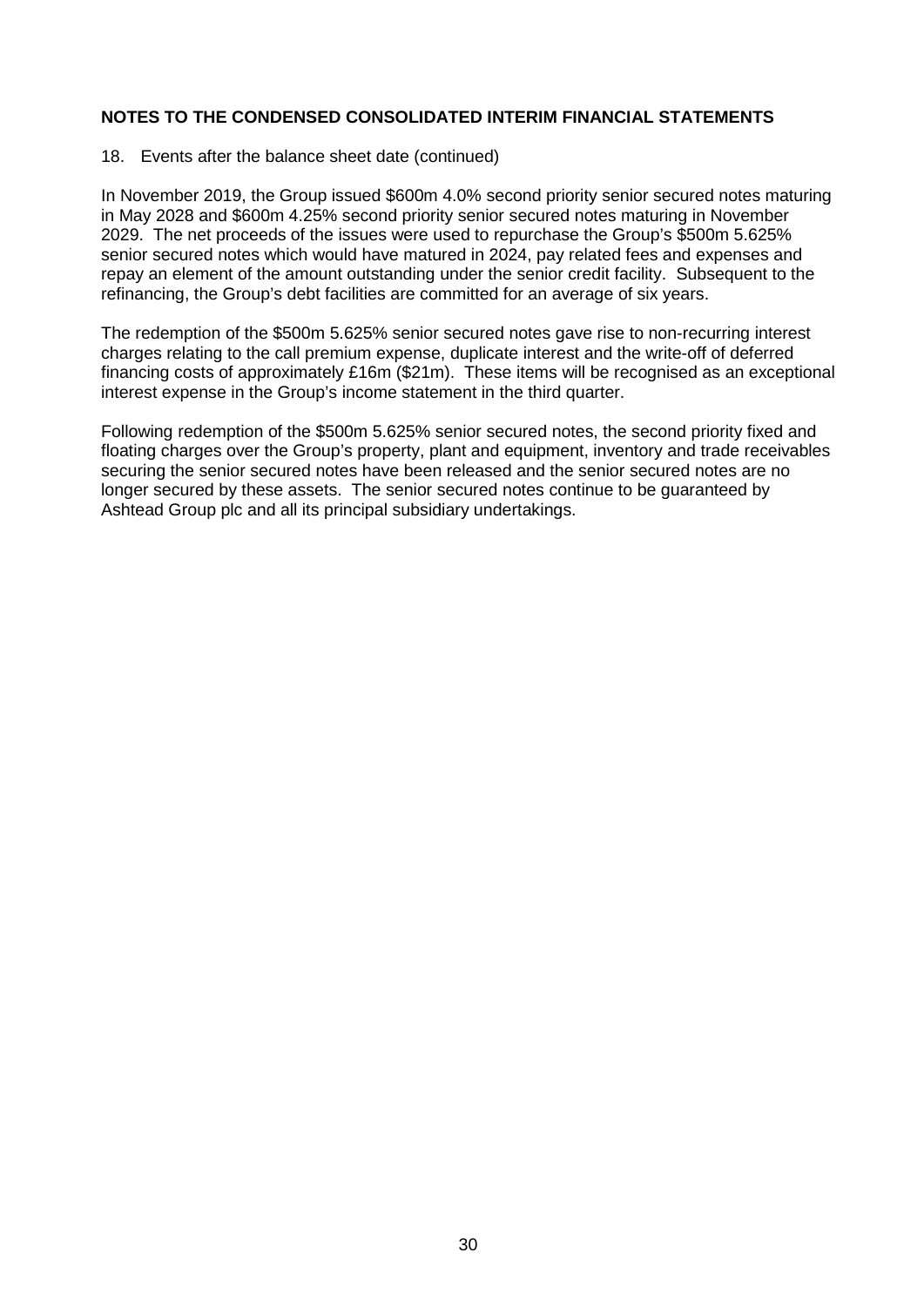## NOTES TO THE CONDENSED CONSOLIDATED INTERIM FINANCIAL STATEMENTS

18. Events after the balance sheet date (continued)

In November 2019, the Group issued $600m 4.0% second priority senior secured notes maturing in May 2028 and $600m 4.25% second priority senior secured notes maturing in November 2029. The net proceeds of the issues were used to repurchase the Group's $500m 5.625% senior secured notes which would have matured in 2024, pay related fees and expenses and repay an element of the amount outstanding under the senior credit facility. Subsequent to the refinancing, the Group's debt facilities are committed for an average of six years.

The redemption of the $500m 5.625% senior secured notes gave rise to non-recurring interest charges relating to the call premium expense, duplicate interest and the write-off of deferred financing costs of approximately £16m ($21m). These items will be recognised as an exceptional interest expense in the Group's income statement in the third quarter.

Following redemption of the $500m 5.625% senior secured notes, the second priority fixed and floating charges over the Group's property, plant and equipment, inventory and trade receivables securing the senior secured notes have been released and the senior secured notes are no longer secured by these assets. The senior secured notes continue to be guaranteed by Ashtead Group plc and all its principal subsidiary undertakings.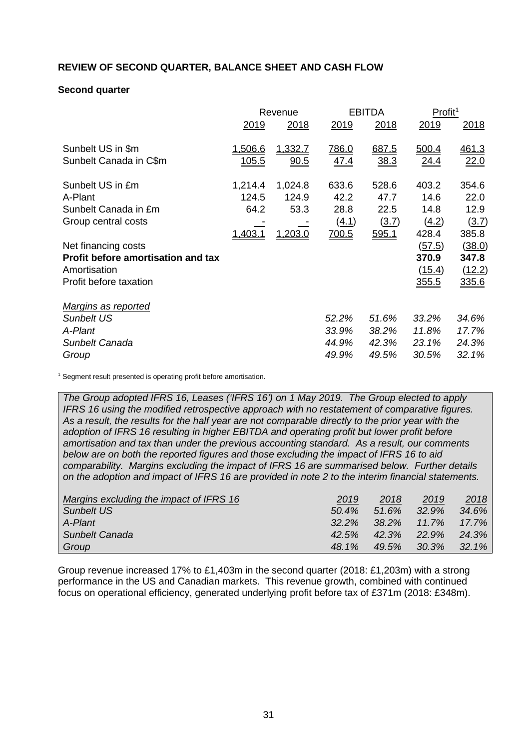## REVIEW OF SECOND QUARTER, BALANCE SHEET AND CASH FLOW

### Second quarter

| | Revenue | | EBITDA | | Profit[1] | |
|---|---|---|---|---|---|---|
| | 2019 | 2018 | 2019 | 2018 | 2019 | 2018 |
| Sunbelt US in $m | 1,506.6 | 1,332.7 | 786.0 | 687.5 | 500.4 | 461.3 |
| Sunbelt Canada in C$m | 105.5 | 90.5 | 47.4 | 38.3 | 24.4 | 22.0 |
| Sunbelt US in £m | 1,214.4 | 1,024.8 | 633.6 | 528.6 | 403.2 | 354.6 |
| A-Plant | 124.5 | 124.9 | 42.2 | 47.7 | 14.6 | 22.0 |
| Sunbelt Canada in £m | 64.2 | 53.3 | 28.8 | 22.5 | 14.8 | 12.9 |
| Group central costs | - | - | (4.1) | (3.7) | (4.2) | (3.7) |
| | 1,403.1 | 1,203.0 | 700.5 | 595.1 | 428.4 | 385.8 |
| Net financing costs | | | | | (57.5) | (38.0) |
| **Profit before amortisation and tax** | | | | | **370.9** | **347.8** |
| Amortisation | | | | | (15.4) | (12.2) |
| Profit before taxation | | | | | 355.5 | 335.6 |
| *Margins as reported* | | | | | | |
| *Sunbelt US* | | | *52.2%* | *51.6%* | *33.2%* | *34.6%* |
| *A-Plant* | | | *33.9%* | *38.2%* | *11.8%* | *17.7%* |
| *Sunbelt Canada* | | | *44.9%* | *42.3%* | *23.1%* | *24.3%* |
| *Group* | | | *49.9%* | *49.5%* | *30.5%* | *32.1%* |

[1] Segment result presented is operating profit before amortisation.

*The Group adopted IFRS 16, Leases ('IFRS 16') on 1 May 2019. The Group elected to apply IFRS 16 using the modified retrospective approach with no restatement of comparative figures. As a result, the results for the half year are not comparable directly to the prior year with the adoption of IFRS 16 resulting in higher EBITDA and operating profit but lower profit before amortisation and tax than under the previous accounting standard. As a result, our comments below are on both the reported figures and those excluding the impact of IFRS 16 to aid comparability. Margins excluding the impact of IFRS 16 are summarised below. Further details on the adoption and impact of IFRS 16 are provided in note 2 to the interim financial statements.*

| *Margins excluding the impact of IFRS 16* | *2019* | *2018* | *2019* | *2018* |
|---|---|---|---|---|
| *Sunbelt US* | *50.4%* | *51.6%* | *32.9%* | *34.6%* |
| *A-Plant* | *32.2%* | *38.2%* | *11.7%* | *17.7%* |
| *Sunbelt Canada* | *42.5%* | *42.3%* | *22.9%* | *24.3%* |
| *Group* | *48.1%* | *49.5%* | *30.3%* | *32.1%* |

Group revenue increased 17% to £1,403m in the second quarter (2018: £1,203m) with a strong performance in the US and Canadian markets. This revenue growth, combined with continued focus on operational efficiency, generated underlying profit before tax of £371m (2018: £348m).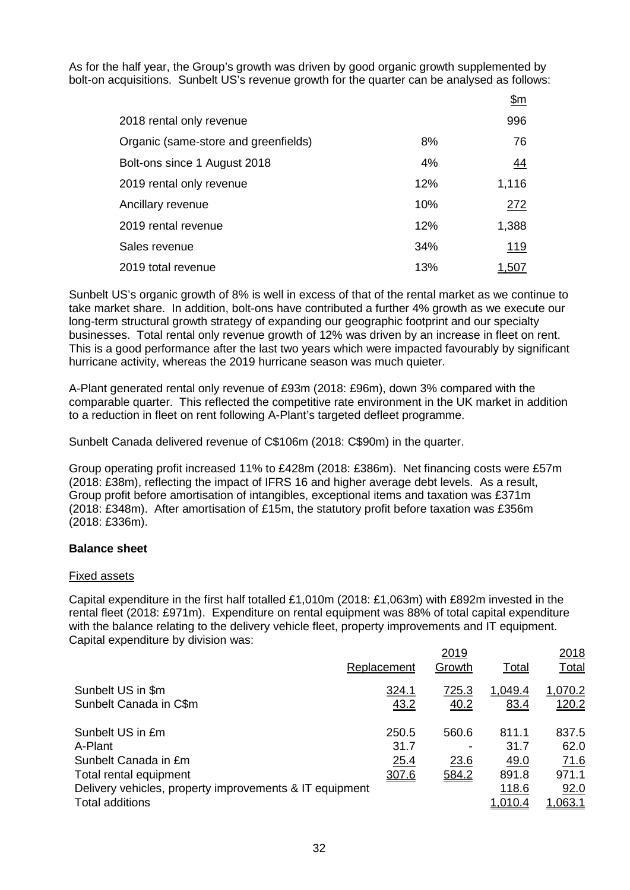As for the half year, the Group's growth was driven by good organic growth supplemented by bolt-on acquisitions. Sunbelt US's revenue growth for the quarter can be analysed as follows:

| | | $m |
|---|---|---|
| 2018 rental only revenue | | 996 |
| Organic (same-store and greenfields) | 8% | 76 |
| Bolt-ons since 1 August 2018 | 4% | 44 |
| 2019 rental only revenue | 12% | 1,116 |
| Ancillary revenue | 10% | 272 |
| 2019 rental revenue | 12% | 1,388 |
| Sales revenue | 34% | 119 |
| 2019 total revenue | 13% | 1,507 |

Sunbelt US's organic growth of 8% is well in excess of that of the rental market as we continue to take market share. In addition, bolt-ons have contributed a further 4% growth as we execute our long-term structural growth strategy of expanding our geographic footprint and our specialty businesses. Total rental only revenue growth of 12% was driven by an increase in fleet on rent. This is a good performance after the last two years which were impacted favourably by significant hurricane activity, whereas the 2019 hurricane season was much quieter.

A-Plant generated rental only revenue of £93m (2018: £96m), down 3% compared with the comparable quarter. This reflected the competitive rate environment in the UK market in addition to a reduction in fleet on rent following A-Plant's targeted defleet programme.

Sunbelt Canada delivered revenue of C$106m (2018: C$90m) in the quarter.

Group operating profit increased 11% to £428m (2018: £386m). Net financing costs were £57m (2018: £38m), reflecting the impact of IFRS 16 and higher average debt levels. As a result, Group profit before amortisation of intangibles, exceptional items and taxation was £371m (2018: £348m). After amortisation of £15m, the statutory profit before taxation was £356m (2018: £336m).

## Balance sheet

### Fixed assets

Capital expenditure in the first half totalled £1,010m (2018: £1,063m) with £892m invested in the rental fleet (2018: £971m). Expenditure on rental equipment was 88% of total capital expenditure with the balance relating to the delivery vehicle fleet, property improvements and IT equipment. Capital expenditure by division was:

| | | 2019 | | 2018 |
|---|---|---|---|---|
| | Replacement | Growth | Total | Total |
| Sunbelt US in $m | 324.1 | 725.3 | 1,049.4 | 1,070.2 |
| Sunbelt Canada in C$m | 43.2 | 40.2 | 83.4 | 120.2 |
| | | | | |
| Sunbelt US in £m | 250.5 | 560.6 | 811.1 | 837.5 |
| A-Plant | 31.7 | - | 31.7 | 62.0 |
| Sunbelt Canada in £m | 25.4 | 23.6 | 49.0 | 71.6 |
| Total rental equipment | 307.6 | 584.2 | 891.8 | 971.1 |
| Delivery vehicles, property improvements & IT equipment | | | 118.6 | 92.0 |
| Total additions | | | 1,010.4 | 1,063.1 |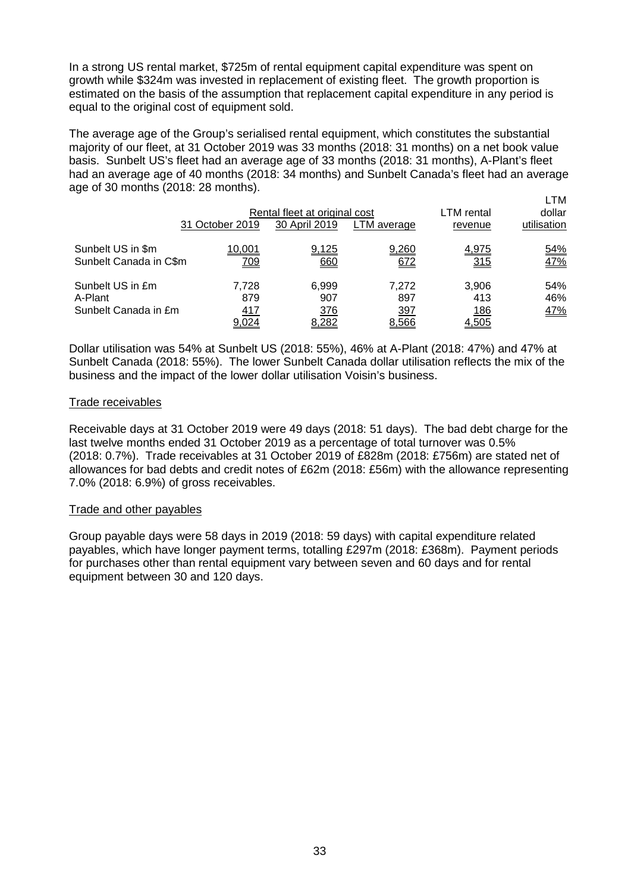In a strong US rental market, $725m of rental equipment capital expenditure was spent on growth while $324m was invested in replacement of existing fleet. The growth proportion is estimated on the basis of the assumption that replacement capital expenditure in any period is equal to the original cost of equipment sold.

The average age of the Group's serialised rental equipment, which constitutes the substantial majority of our fleet, at 31 October 2019 was 33 months (2018: 31 months) on a net book value basis. Sunbelt US's fleet had an average age of 33 months (2018: 31 months), A-Plant's fleet had an average age of 40 months (2018: 34 months) and Sunbelt Canada's fleet had an average age of 30 months (2018: 28 months).

| | Rental fleet at original cost | | | LTM rental | LTM dollar |
|---|---|---|---|---|---|
| | 31 October 2019 | 30 April 2019 | LTM average | revenue | utilisation |
| Sunbelt US in $m | 10,001 | 9,125 | 9,260 | 4,975 | 54% |
| Sunbelt Canada in C$m | 709 | 660 | 672 | 315 | 47% |
| Sunbelt US in £m | 7,728 | 6,999 | 7,272 | 3,906 | 54% |
| A-Plant | 879 | 907 | 897 | 413 | 46% |
| Sunbelt Canada in £m | 417 | 376 | 397 | 186 | 47% |
| | 9,024 | 8,282 | 8,566 | 4,505 | |

Dollar utilisation was 54% at Sunbelt US (2018: 55%), 46% at A-Plant (2018: 47%) and 47% at Sunbelt Canada (2018: 55%). The lower Sunbelt Canada dollar utilisation reflects the mix of the business and the impact of the lower dollar utilisation Voisin's business.

## Trade receivables

Receivable days at 31 October 2019 were 49 days (2018: 51 days). The bad debt charge for the last twelve months ended 31 October 2019 as a percentage of total turnover was 0.5% (2018: 0.7%). Trade receivables at 31 October 2019 of £828m (2018: £756m) are stated net of allowances for bad debts and credit notes of £62m (2018: £56m) with the allowance representing 7.0% (2018: 6.9%) of gross receivables.

## Trade and other payables

Group payable days were 58 days in 2019 (2018: 59 days) with capital expenditure related payables, which have longer payment terms, totalling £297m (2018: £368m). Payment periods for purchases other than rental equipment vary between seven and 60 days and for rental equipment between 30 and 120 days.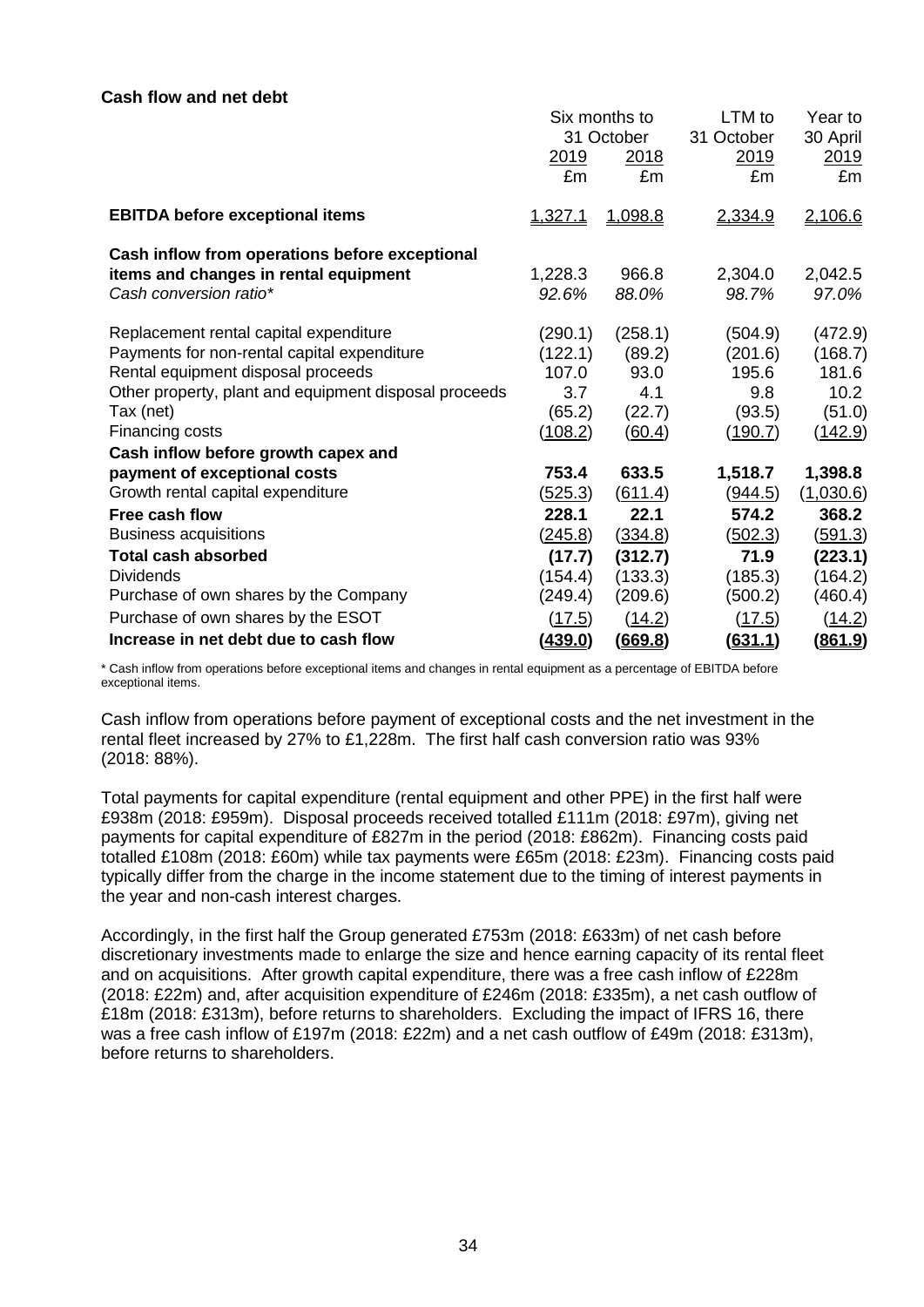**Cash flow and net debt**

| | Six months to 31 October | | LTM to 31 October | Year to 30 April |
|---|---|---|---|---|
| | 2019 | 2018 | 2019 | 2019 |
| | £m | £m | £m | £m |
| **EBITDA before exceptional items** | 1,327.1 | 1,098.8 | 2,334.9 | 2,106.6 |
| **Cash inflow from operations before exceptional items and changes in rental equipment** | 1,228.3 | 966.8 | 2,304.0 | 2,042.5 |
| *Cash conversion ratio** | *92.6%* | *88.0%* | *98.7%* | *97.0%* |
| Replacement rental capital expenditure | (290.1) | (258.1) | (504.9) | (472.9) |
| Payments for non-rental capital expenditure | (122.1) | (89.2) | (201.6) | (168.7) |
| Rental equipment disposal proceeds | 107.0 | 93.0 | 195.6 | 181.6 |
| Other property, plant and equipment disposal proceeds | 3.7 | 4.1 | 9.8 | 10.2 |
| Tax (net) | (65.2) | (22.7) | (93.5) | (51.0) |
| Financing costs | (108.2) | (60.4) | (190.7) | (142.9) |
| **Cash inflow before growth capex and payment of exceptional costs** | **753.4** | **633.5** | **1,518.7** | **1,398.8** |
| Growth rental capital expenditure | (525.3) | (611.4) | (944.5) | (1,030.6) |
| **Free cash flow** | **228.1** | **22.1** | **574.2** | **368.2** |
| Business acquisitions | (245.8) | (334.8) | (502.3) | (591.3) |
| **Total cash absorbed** | **(17.7)** | **(312.7)** | **71.9** | **(223.1)** |
| Dividends | (154.4) | (133.3) | (185.3) | (164.2) |
| Purchase of own shares by the Company | (249.4) | (209.6) | (500.2) | (460.4) |
| Purchase of own shares by the ESOT | (17.5) | (14.2) | (17.5) | (14.2) |
| **Increase in net debt due to cash flow** | **(439.0)** | **(669.8)** | **(631.1)** | **(861.9)** |

\* Cash inflow from operations before exceptional items and changes in rental equipment as a percentage of EBITDA before exceptional items.

Cash inflow from operations before payment of exceptional costs and the net investment in the rental fleet increased by 27% to £1,228m. The first half cash conversion ratio was 93% (2018: 88%).

Total payments for capital expenditure (rental equipment and other PPE) in the first half were £938m (2018: £959m). Disposal proceeds received totalled £111m (2018: £97m), giving net payments for capital expenditure of £827m in the period (2018: £862m). Financing costs paid totalled £108m (2018: £60m) while tax payments were £65m (2018: £23m). Financing costs paid typically differ from the charge in the income statement due to the timing of interest payments in the year and non-cash interest charges.

Accordingly, in the first half the Group generated £753m (2018: £633m) of net cash before discretionary investments made to enlarge the size and hence earning capacity of its rental fleet and on acquisitions. After growth capital expenditure, there was a free cash inflow of £228m (2018: £22m) and, after acquisition expenditure of £246m (2018: £335m), a net cash outflow of £18m (2018: £313m), before returns to shareholders. Excluding the impact of IFRS 16, there was a free cash inflow of £197m (2018: £22m) and a net cash outflow of £49m (2018: £313m), before returns to shareholders.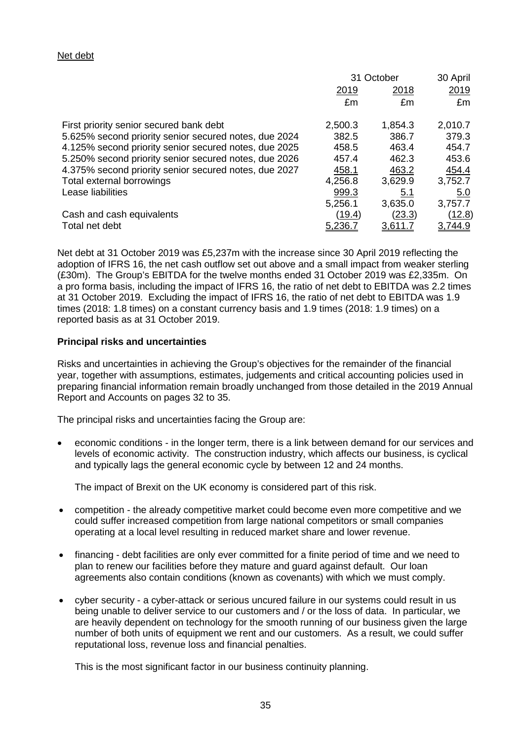Net debt

| | 31 October | | 30 April |
|---|---|---|---|
| | 2019 | 2018 | 2019 |
| | £m | £m | £m |
| First priority senior secured bank debt | 2,500.3 | 1,854.3 | 2,010.7 |
| 5.625% second priority senior secured notes, due 2024 | 382.5 | 386.7 | 379.3 |
| 4.125% second priority senior secured notes, due 2025 | 458.5 | 463.4 | 454.7 |
| 5.250% second priority senior secured notes, due 2026 | 457.4 | 462.3 | 453.6 |
| 4.375% second priority senior secured notes, due 2027 | 458.1 | 463.2 | 454.4 |
| Total external borrowings | 4,256.8 | 3,629.9 | 3,752.7 |
| Lease liabilities | 999.3 | 5.1 | 5.0 |
| | 5,256.1 | 3,635.0 | 3,757.7 |
| Cash and cash equivalents | (19.4) | (23.3) | (12.8) |
| Total net debt | 5,236.7 | 3,611.7 | 3,744.9 |

Net debt at 31 October 2019 was £5,237m with the increase since 30 April 2019 reflecting the adoption of IFRS 16, the net cash outflow set out above and a small impact from weaker sterling (£30m). The Group's EBITDA for the twelve months ended 31 October 2019 was £2,335m. On a pro forma basis, including the impact of IFRS 16, the ratio of net debt to EBITDA was 2.2 times at 31 October 2019. Excluding the impact of IFRS 16, the ratio of net debt to EBITDA was 1.9 times (2018: 1.8 times) on a constant currency basis and 1.9 times (2018: 1.9 times) on a reported basis as at 31 October 2019.

**Principal risks and uncertainties**

Risks and uncertainties in achieving the Group's objectives for the remainder of the financial year, together with assumptions, estimates, judgements and critical accounting policies used in preparing financial information remain broadly unchanged from those detailed in the 2019 Annual Report and Accounts on pages 32 to 35.

The principal risks and uncertainties facing the Group are:

- economic conditions - in the longer term, there is a link between demand for our services and levels of economic activity. The construction industry, which affects our business, is cyclical and typically lags the general economic cycle by between 12 and 24 months.

  The impact of Brexit on the UK economy is considered part of this risk.

- competition - the already competitive market could become even more competitive and we could suffer increased competition from large national competitors or small companies operating at a local level resulting in reduced market share and lower revenue.

- financing - debt facilities are only ever committed for a finite period of time and we need to plan to renew our facilities before they mature and guard against default. Our loan agreements also contain conditions (known as covenants) with which we must comply.

- cyber security - a cyber-attack or serious uncured failure in our systems could result in us being unable to deliver service to our customers and / or the loss of data. In particular, we are heavily dependent on technology for the smooth running of our business given the large number of both units of equipment we rent and our customers. As a result, we could suffer reputational loss, revenue loss and financial penalties.

  This is the most significant factor in our business continuity planning.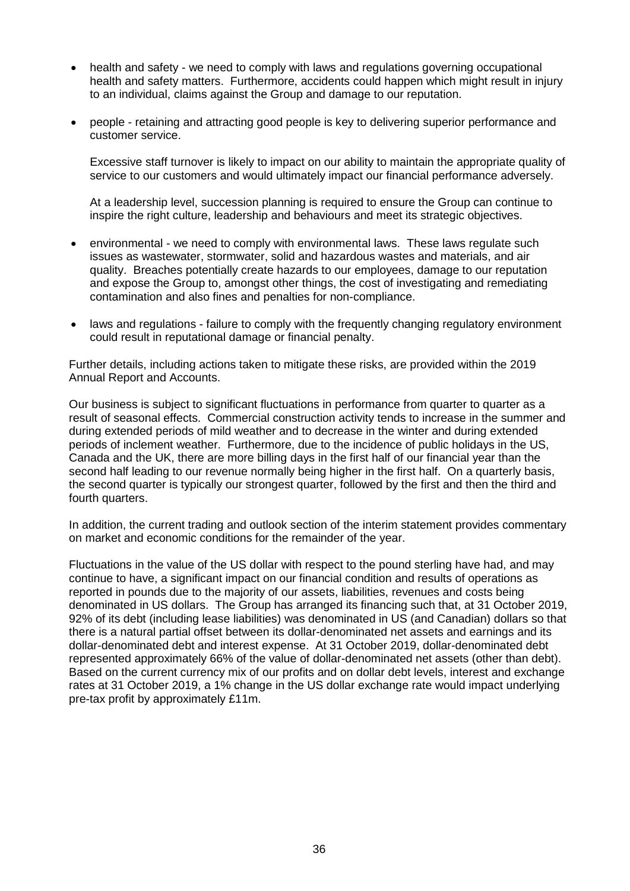- health and safety - we need to comply with laws and regulations governing occupational health and safety matters. Furthermore, accidents could happen which might result in injury to an individual, claims against the Group and damage to our reputation.

- people - retaining and attracting good people is key to delivering superior performance and customer service.

  Excessive staff turnover is likely to impact on our ability to maintain the appropriate quality of service to our customers and would ultimately impact our financial performance adversely.

  At a leadership level, succession planning is required to ensure the Group can continue to inspire the right culture, leadership and behaviours and meet its strategic objectives.

- environmental - we need to comply with environmental laws. These laws regulate such issues as wastewater, stormwater, solid and hazardous wastes and materials, and air quality. Breaches potentially create hazards to our employees, damage to our reputation and expose the Group to, amongst other things, the cost of investigating and remediating contamination and also fines and penalties for non-compliance.

- laws and regulations - failure to comply with the frequently changing regulatory environment could result in reputational damage or financial penalty.

Further details, including actions taken to mitigate these risks, are provided within the 2019 Annual Report and Accounts.

Our business is subject to significant fluctuations in performance from quarter to quarter as a result of seasonal effects. Commercial construction activity tends to increase in the summer and during extended periods of mild weather and to decrease in the winter and during extended periods of inclement weather. Furthermore, due to the incidence of public holidays in the US, Canada and the UK, there are more billing days in the first half of our financial year than the second half leading to our revenue normally being higher in the first half. On a quarterly basis, the second quarter is typically our strongest quarter, followed by the first and then the third and fourth quarters.

In addition, the current trading and outlook section of the interim statement provides commentary on market and economic conditions for the remainder of the year.

Fluctuations in the value of the US dollar with respect to the pound sterling have had, and may continue to have, a significant impact on our financial condition and results of operations as reported in pounds due to the majority of our assets, liabilities, revenues and costs being denominated in US dollars. The Group has arranged its financing such that, at 31 October 2019, 92% of its debt (including lease liabilities) was denominated in US (and Canadian) dollars so that there is a natural partial offset between its dollar-denominated net assets and earnings and its dollar-denominated debt and interest expense. At 31 October 2019, dollar-denominated debt represented approximately 66% of the value of dollar-denominated net assets (other than debt). Based on the current currency mix of our profits and on dollar debt levels, interest and exchange rates at 31 October 2019, a 1% change in the US dollar exchange rate would impact underlying pre-tax profit by approximately £11m.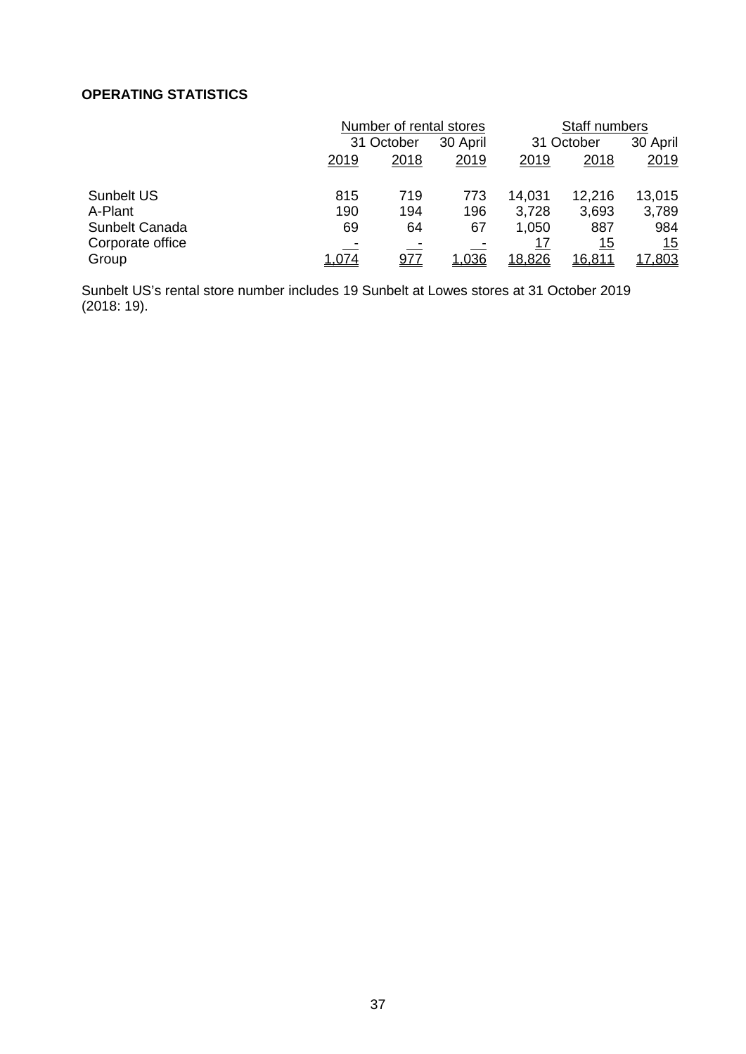## OPERATING STATISTICS

| | Number of rental stores | | | Staff numbers | | |
|---|---|---|---|---|---|---|
| | 31 October | | 30 April | 31 October | | 30 April |
| | 2019 | 2018 | 2019 | 2019 | 2018 | 2019 |
| Sunbelt US | 815 | 719 | 773 | 14,031 | 12,216 | 13,015 |
| A-Plant | 190 | 194 | 196 | 3,728 | 3,693 | 3,789 |
| Sunbelt Canada | 69 | 64 | 67 | 1,050 | 887 | 984 |
| Corporate office | - | - | - | 17 | 15 | 15 |
| Group | 1,074 | 977 | 1,036 | 18,826 | 16,811 | 17,803 |

Sunbelt US's rental store number includes 19 Sunbelt at Lowes stores at 31 October 2019 (2018: 19).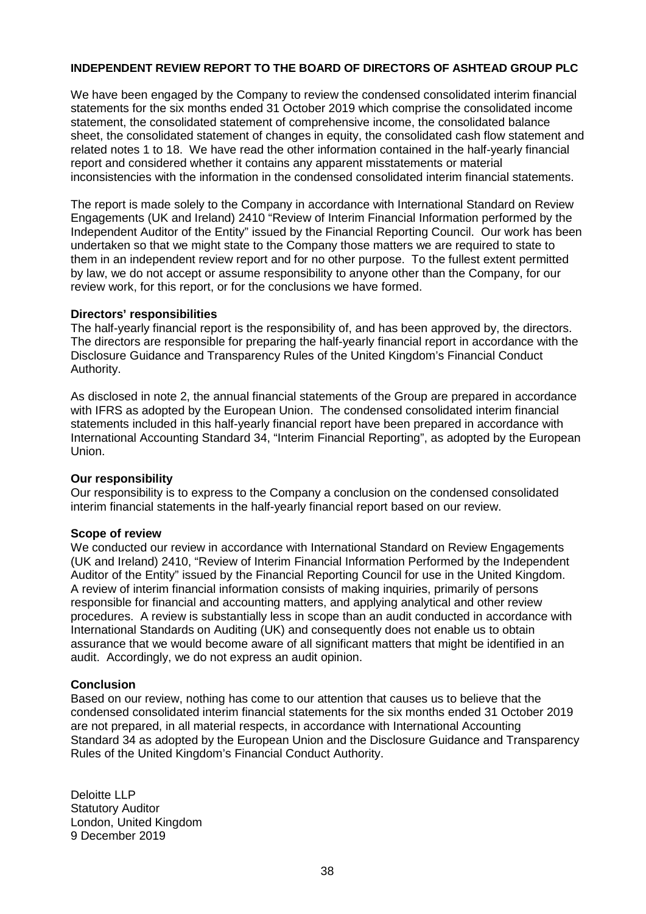**INDEPENDENT REVIEW REPORT TO THE BOARD OF DIRECTORS OF ASHTEAD GROUP PLC**

We have been engaged by the Company to review the condensed consolidated interim financial statements for the six months ended 31 October 2019 which comprise the consolidated income statement, the consolidated statement of comprehensive income, the consolidated balance sheet, the consolidated statement of changes in equity, the consolidated cash flow statement and related notes 1 to 18. We have read the other information contained in the half-yearly financial report and considered whether it contains any apparent misstatements or material inconsistencies with the information in the condensed consolidated interim financial statements.

The report is made solely to the Company in accordance with International Standard on Review Engagements (UK and Ireland) 2410 "Review of Interim Financial Information performed by the Independent Auditor of the Entity" issued by the Financial Reporting Council. Our work has been undertaken so that we might state to the Company those matters we are required to state to them in an independent review report and for no other purpose. To the fullest extent permitted by law, we do not accept or assume responsibility to anyone other than the Company, for our review work, for this report, or for the conclusions we have formed.

**Directors' responsibilities**

The half-yearly financial report is the responsibility of, and has been approved by, the directors. The directors are responsible for preparing the half-yearly financial report in accordance with the Disclosure Guidance and Transparency Rules of the United Kingdom's Financial Conduct Authority.

As disclosed in note 2, the annual financial statements of the Group are prepared in accordance with IFRS as adopted by the European Union. The condensed consolidated interim financial statements included in this half-yearly financial report have been prepared in accordance with International Accounting Standard 34, "Interim Financial Reporting", as adopted by the European Union.

**Our responsibility**

Our responsibility is to express to the Company a conclusion on the condensed consolidated interim financial statements in the half-yearly financial report based on our review.

**Scope of review**

We conducted our review in accordance with International Standard on Review Engagements (UK and Ireland) 2410, "Review of Interim Financial Information Performed by the Independent Auditor of the Entity" issued by the Financial Reporting Council for use in the United Kingdom. A review of interim financial information consists of making inquiries, primarily of persons responsible for financial and accounting matters, and applying analytical and other review procedures. A review is substantially less in scope than an audit conducted in accordance with International Standards on Auditing (UK) and consequently does not enable us to obtain assurance that we would become aware of all significant matters that might be identified in an audit. Accordingly, we do not express an audit opinion.

**Conclusion**

Based on our review, nothing has come to our attention that causes us to believe that the condensed consolidated interim financial statements for the six months ended 31 October 2019 are not prepared, in all material respects, in accordance with International Accounting Standard 34 as adopted by the European Union and the Disclosure Guidance and Transparency Rules of the United Kingdom's Financial Conduct Authority.

Deloitte LLP
Statutory Auditor
London, United Kingdom
9 December 2019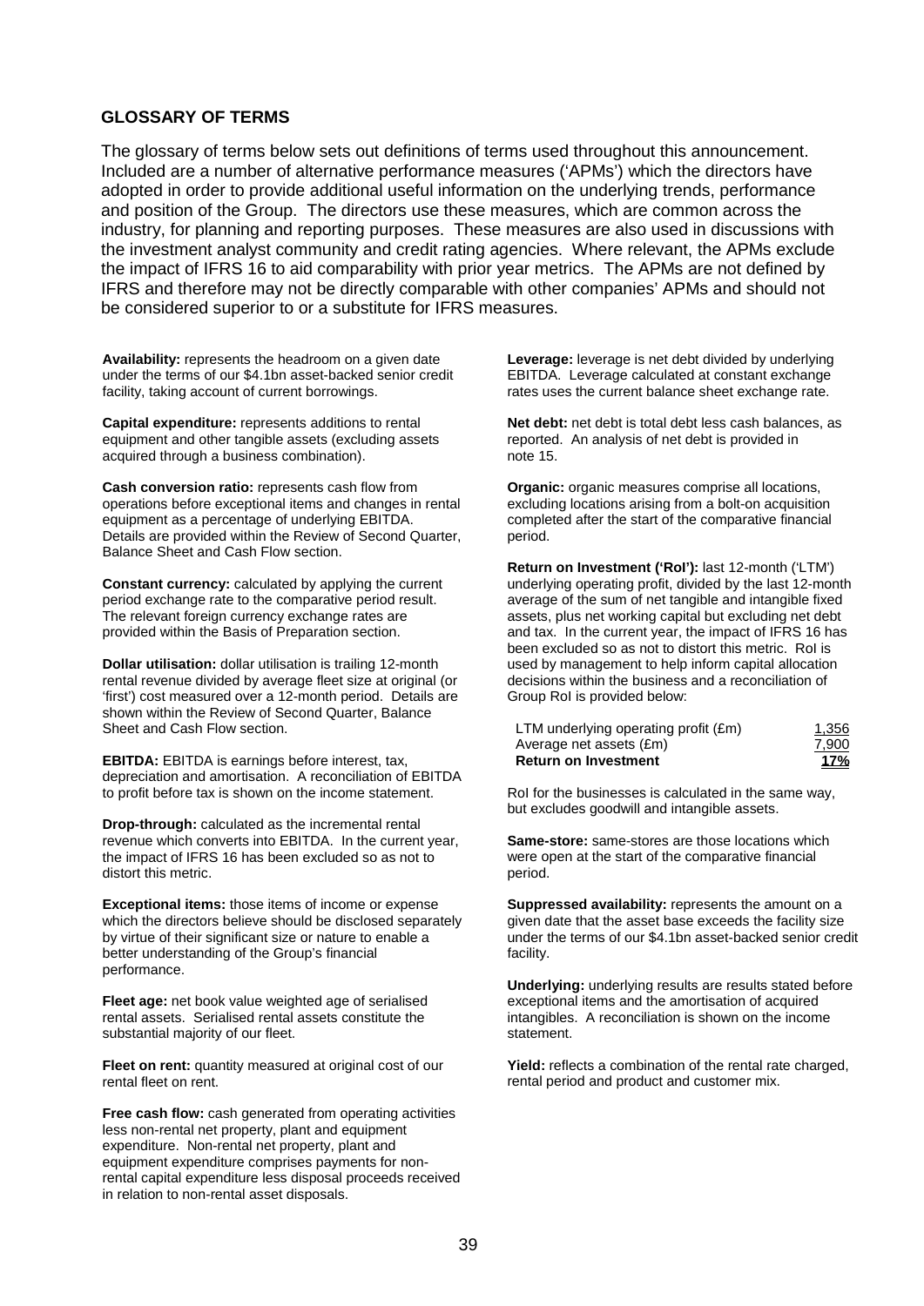## GLOSSARY OF TERMS

The glossary of terms below sets out definitions of terms used throughout this announcement. Included are a number of alternative performance measures ('APMs') which the directors have adopted in order to provide additional useful information on the underlying trends, performance and position of the Group. The directors use these measures, which are common across the industry, for planning and reporting purposes. These measures are also used in discussions with the investment analyst community and credit rating agencies. Where relevant, the APMs exclude the impact of IFRS 16 to aid comparability with prior year metrics. The APMs are not defined by IFRS and therefore may not be directly comparable with other companies' APMs and should not be considered superior to or a substitute for IFRS measures.

**Availability:** represents the headroom on a given date under the terms of our $4.1bn asset-backed senior credit facility, taking account of current borrowings.

**Capital expenditure:** represents additions to rental equipment and other tangible assets (excluding assets acquired through a business combination).

**Cash conversion ratio:** represents cash flow from operations before exceptional items and changes in rental equipment as a percentage of underlying EBITDA. Details are provided within the Review of Second Quarter, Balance Sheet and Cash Flow section.

**Constant currency:** calculated by applying the current period exchange rate to the comparative period result. The relevant foreign currency exchange rates are provided within the Basis of Preparation section.

**Dollar utilisation:** dollar utilisation is trailing 12-month rental revenue divided by average fleet size at original (or 'first') cost measured over a 12-month period. Details are shown within the Review of Second Quarter, Balance Sheet and Cash Flow section.

**EBITDA:** EBITDA is earnings before interest, tax, depreciation and amortisation. A reconciliation of EBITDA to profit before tax is shown on the income statement.

**Drop-through:** calculated as the incremental rental revenue which converts into EBITDA. In the current year, the impact of IFRS 16 has been excluded so as not to distort this metric.

**Exceptional items:** those items of income or expense which the directors believe should be disclosed separately by virtue of their significant size or nature to enable a better understanding of the Group's financial performance.

**Fleet age:** net book value weighted age of serialised rental assets. Serialised rental assets constitute the substantial majority of our fleet.

**Fleet on rent:** quantity measured at original cost of our rental fleet on rent.

**Free cash flow:** cash generated from operating activities less non-rental net property, plant and equipment expenditure. Non-rental net property, plant and equipment expenditure comprises payments for non-rental capital expenditure less disposal proceeds received in relation to non-rental asset disposals.

**Leverage:** leverage is net debt divided by underlying EBITDA. Leverage calculated at constant exchange rates uses the current balance sheet exchange rate.

**Net debt:** net debt is total debt less cash balances, as reported. An analysis of net debt is provided in note 15.

**Organic:** organic measures comprise all locations, excluding locations arising from a bolt-on acquisition completed after the start of the comparative financial period.

**Return on Investment ('RoI'):** last 12-month ('LTM') underlying operating profit, divided by the last 12-month average of the sum of net tangible and intangible fixed assets, plus net working capital but excluding net debt and tax. In the current year, the impact of IFRS 16 has been excluded so as not to distort this metric. RoI is used by management to help inform capital allocation decisions within the business and a reconciliation of Group RoI is provided below:

| | |
|---|---|
| LTM underlying operating profit (£m) | 1,356 |
| Average net assets (£m) | 7,900 |
| **Return on Investment** | **17%** |

RoI for the businesses is calculated in the same way, but excludes goodwill and intangible assets.

**Same-store:** same-stores are those locations which were open at the start of the comparative financial period.

**Suppressed availability:** represents the amount on a given date that the asset base exceeds the facility size under the terms of our $4.1bn asset-backed senior credit facility.

**Underlying:** underlying results are results stated before exceptional items and the amortisation of acquired intangibles. A reconciliation is shown on the income statement.

**Yield:** reflects a combination of the rental rate charged, rental period and product and customer mix.